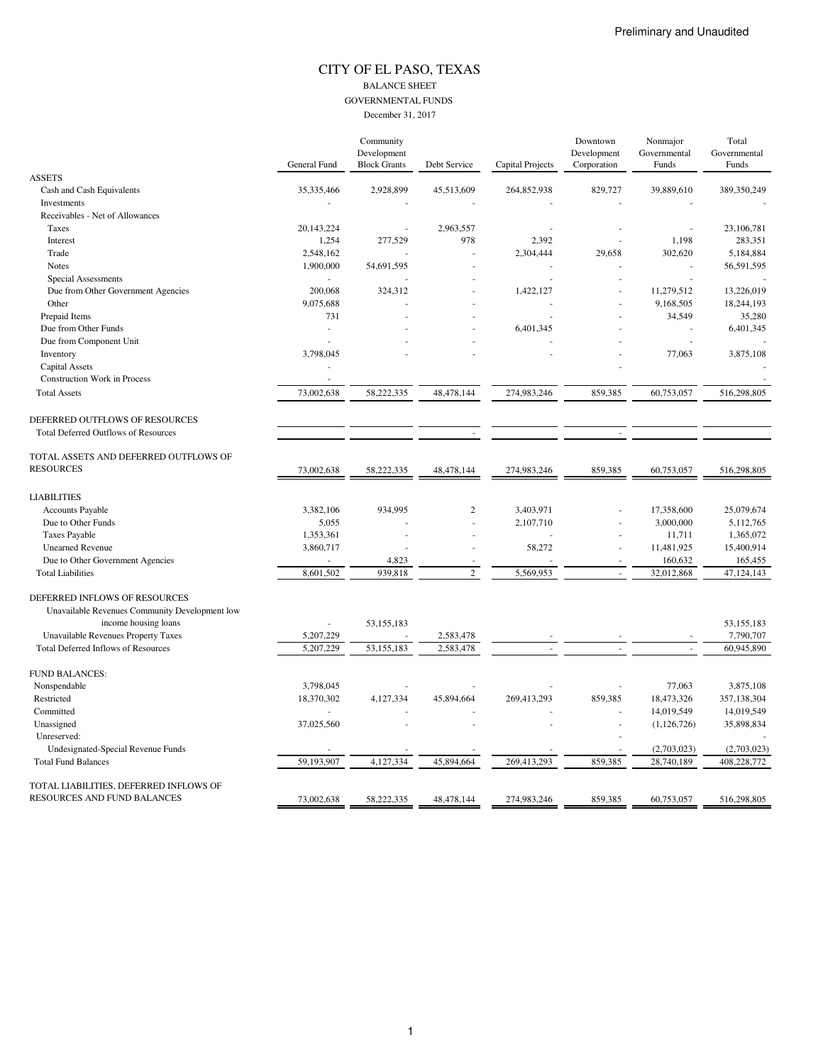Preliminary and Unaudited

# CITY OF EL PASO, TEXAS

BALANCE SHEET

GOVERNMENTAL FUNDS

December 31, 2017

| | General Fund | Community Development Block Grants | Debt Service | Capital Projects | Downtown Development Corporation | Nonmajor Governmental Funds | Total Governmental Funds |
|---|---|---|---|---|---|---|---|
| ASSETS | | | | | | | |
| Cash and Cash Equivalents | 35,335,466 | 2,928,899 | 45,513,609 | 264,852,938 | 829,727 | 39,889,610 | 389,350,249 |
| Investments | - | - | - | - | - | - | - |
| Receivables - Net of Allowances | | | | | | | |
| Taxes | 20,143,224 | - | 2,963,557 | - | - | - | 23,106,781 |
| Interest | 1,254 | 277,529 | 978 | 2,392 | - | 1,198 | 283,351 |
| Trade | 2,548,162 | - | - | 2,304,444 | 29,658 | 302,620 | 5,184,884 |
| Notes | 1,900,000 | 54,691,595 | - | - | - | - | 56,591,595 |
| Special Assessments | - | - | - | - | - | - | - |
| Due from Other Government Agencies | 200,068 | 324,312 | - | 1,422,127 | - | 11,279,512 | 13,226,019 |
| Other | 9,075,688 | - | - | - | - | 9,168,505 | 18,244,193 |
| Prepaid Items | 731 | - | - | - | - | 34,549 | 35,280 |
| Due from Other Funds | - | - | - | 6,401,345 | - | - | 6,401,345 |
| Due from Component Unit | - | - | - | - | - | - | - |
| Inventory | 3,798,045 | - | - | - | - | 77,063 | 3,875,108 |
| Capital Assets | - | | | | - | | - |
| Construction Work in Process | - | | | | | | - |
| Total Assets | 73,002,638 | 58,222,335 | 48,478,144 | 274,983,246 | 859,385 | 60,753,057 | 516,298,805 |
| DEFERRED OUTFLOWS OF RESOURCES | | | | | | | |
| Total Deferred Outflows of Resources | | | - | | - | | |
| TOTAL ASSETS AND DEFERRED OUTFLOWS OF RESOURCES | 73,002,638 | 58,222,335 | 48,478,144 | 274,983,246 | 859,385 | 60,753,057 | 516,298,805 |
| LIABILITIES | | | | | | | |
| Accounts Payable | 3,382,106 | 934,995 | 2 | 3,403,971 | - | 17,358,600 | 25,079,674 |
| Due to Other Funds | 5,055 | - | - | 2,107,710 | - | 3,000,000 | 5,112,765 |
| Taxes Payable | 1,353,361 | - | - | - | - | 11,711 | 1,365,072 |
| Unearned Revenue | 3,860,717 | - | - | 58,272 | - | 11,481,925 | 15,400,914 |
| Due to Other Government Agencies | - | 4,823 | - | - | - | 160,632 | 165,455 |
| Total Liabilities | 8,601,502 | 939,818 | 2 | 5,569,953 | - | 32,012,868 | 47,124,143 |
| DEFERRED INFLOWS OF RESOURCES | | | | | | | |
| Unavailable Revenues Community Development low income housing loans | - | 53,155,183 | | | | | 53,155,183 |
| Unavailable Revenues Property Taxes | 5,207,229 | - | 2,583,478 | - | - | - | 7,790,707 |
| Total Deferred Inflows of Resources | 5,207,229 | 53,155,183 | 2,583,478 | - | - | - | 60,945,890 |
| FUND BALANCES: | | | | | | | |
| Nonspendable | 3,798,045 | - | - | - | - | 77,063 | 3,875,108 |
| Restricted | 18,370,302 | 4,127,334 | 45,894,664 | 269,413,293 | 859,385 | 18,473,326 | 357,138,304 |
| Committed | - | - | - | - | - | 14,019,549 | 14,019,549 |
| Unassigned | 37,025,560 | - | - | - | - | (1,126,726) | 35,898,834 |
| Unreserved: | | | | | - | | - |
| Undesignated-Special Revenue Funds | - | - | - | - | - | (2,703,023) | (2,703,023) |
| Total Fund Balances | 59,193,907 | 4,127,334 | 45,894,664 | 269,413,293 | 859,385 | 28,740,189 | 408,228,772 |
| TOTAL LIABILITIES, DEFERRED INFLOWS OF RESOURCES AND FUND BALANCES | 73,002,638 | 58,222,335 | 48,478,144 | 274,983,246 | 859,385 | 60,753,057 | 516,298,805 |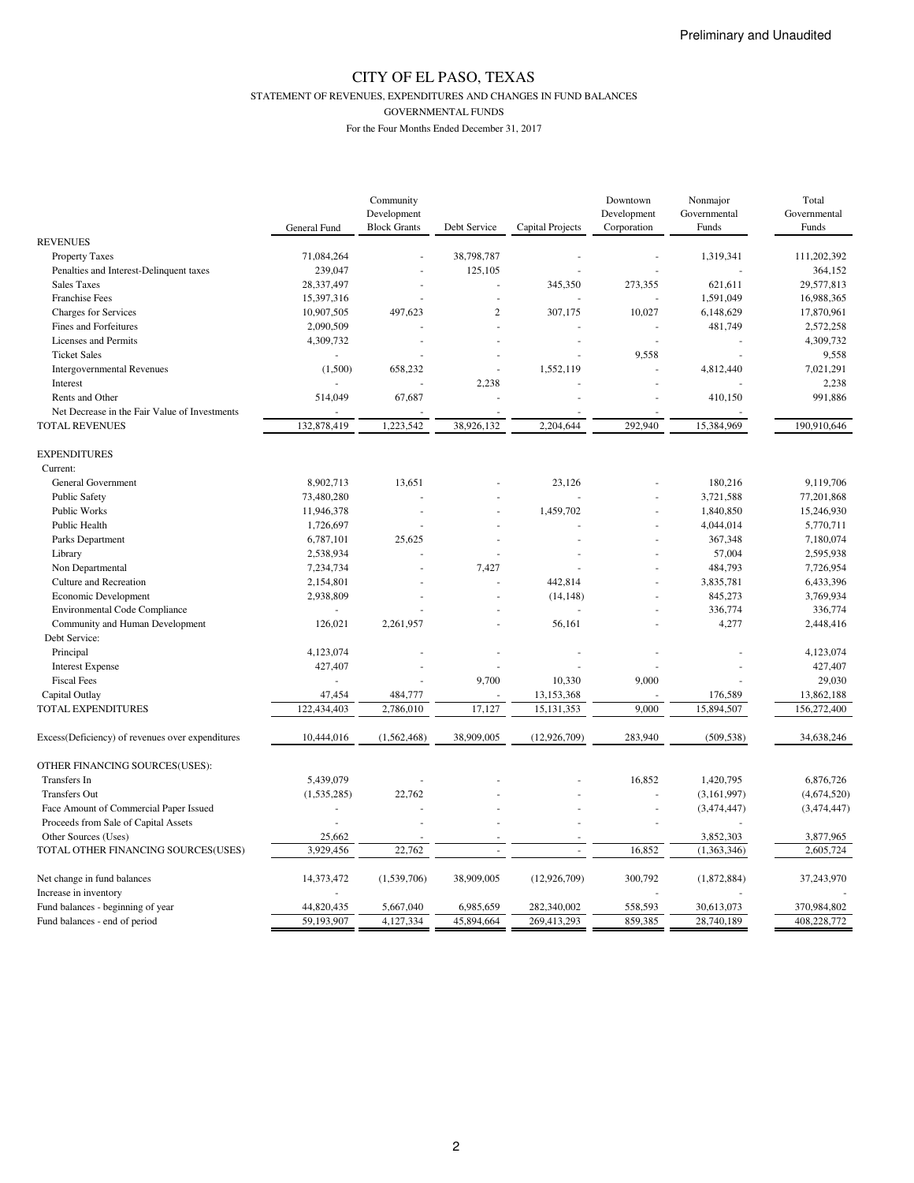Preliminary and Unaudited

# CITY OF EL PASO, TEXAS

STATEMENT OF REVENUES, EXPENDITURES AND CHANGES IN FUND BALANCES

GOVERNMENTAL FUNDS

For the Four Months Ended December 31, 2017

| | General Fund | Community Development Block Grants | Debt Service | Capital Projects | Downtown Development Corporation | Nonmajor Governmental Funds | Total Governmental Funds |
|---|---|---|---|---|---|---|---|
| REVENUES | | | | | | | |
| Property Taxes | 71,084,264 | - | 38,798,787 | - | - | 1,319,341 | 111,202,392 |
| Penalties and Interest-Delinquent taxes | 239,047 | - | 125,105 | - | - | - | 364,152 |
| Sales Taxes | 28,337,497 | - | - | 345,350 | 273,355 | 621,611 | 29,577,813 |
| Franchise Fees | 15,397,316 | - | - | - | - | 1,591,049 | 16,988,365 |
| Charges for Services | 10,907,505 | 497,623 | 2 | 307,175 | 10,027 | 6,148,629 | 17,870,961 |
| Fines and Forfeitures | 2,090,509 | - | - | - | - | 481,749 | 2,572,258 |
| Licenses and Permits | 4,309,732 | - | - | - | - | - | 4,309,732 |
| Ticket Sales | - | - | - | - | 9,558 | - | 9,558 |
| Intergovernmental Revenues | (1,500) | 658,232 | - | 1,552,119 | - | 4,812,440 | 7,021,291 |
| Interest | - | - | 2,238 | - | - | - | 2,238 |
| Rents and Other | 514,049 | 67,687 | - | - | - | 410,150 | 991,886 |
| Net Decrease in the Fair Value of Investments | - | - | - | - | - | - | - |
| TOTAL REVENUES | 132,878,419 | 1,223,542 | 38,926,132 | 2,204,644 | 292,940 | 15,384,969 | 190,910,646 |
| EXPENDITURES | | | | | | | |
| Current: | | | | | | | |
| General Government | 8,902,713 | 13,651 | - | 23,126 | - | 180,216 | 9,119,706 |
| Public Safety | 73,480,280 | - | - | - | - | 3,721,588 | 77,201,868 |
| Public Works | 11,946,378 | - | - | 1,459,702 | - | 1,840,850 | 15,246,930 |
| Public Health | 1,726,697 | - | - | - | - | 4,044,014 | 5,770,711 |
| Parks Department | 6,787,101 | 25,625 | - | - | - | 367,348 | 7,180,074 |
| Library | 2,538,934 | - | - | - | - | 57,004 | 2,595,938 |
| Non Departmental | 7,234,734 | - | 7,427 | - | - | 484,793 | 7,726,954 |
| Culture and Recreation | 2,154,801 | - | - | 442,814 | - | 3,835,781 | 6,433,396 |
| Economic Development | 2,938,809 | - | - | (14,148) | - | 845,273 | 3,769,934 |
| Environmental Code Compliance | - | - | - | - | - | 336,774 | 336,774 |
| Community and Human Development | 126,021 | 2,261,957 | - | 56,161 | - | 4,277 | 2,448,416 |
| Debt Service: | | | | | | | |
| Principal | 4,123,074 | - | - | - | - | - | 4,123,074 |
| Interest Expense | 427,407 | - | - | - | - | - | 427,407 |
| Fiscal Fees | - | - | 9,700 | 10,330 | 9,000 | - | 29,030 |
| Capital Outlay | 47,454 | 484,777 | - | 13,153,368 | - | 176,589 | 13,862,188 |
| TOTAL EXPENDITURES | 122,434,403 | 2,786,010 | 17,127 | 15,131,353 | 9,000 | 15,894,507 | 156,272,400 |
| Excess(Deficiency) of revenues over expenditures | 10,444,016 | (1,562,468) | 38,909,005 | (12,926,709) | 283,940 | (509,538) | 34,638,246 |
| OTHER FINANCING SOURCES(USES): | | | | | | | |
| Transfers In | 5,439,079 | - | - | - | 16,852 | 1,420,795 | 6,876,726 |
| Transfers Out | (1,535,285) | 22,762 | - | - | - | (3,161,997) | (4,674,520) |
| Face Amount of Commercial Paper Issued | - | - | - | - | - | (3,474,447) | (3,474,447) |
| Proceeds from Sale of Capital Assets | - | - | - | - | - | - | - |
| Other Sources (Uses) | 25,662 | - | - | - | | 3,852,303 | 3,877,965 |
| TOTAL OTHER FINANCING SOURCES(USES) | 3,929,456 | 22,762 | - | - | 16,852 | (1,363,346) | 2,605,724 |
| Net change in fund balances | 14,373,472 | (1,539,706) | 38,909,005 | (12,926,709) | 300,792 | (1,872,884) | 37,243,970 |
| Increase in inventory | - | | | | - | - | - |
| Fund balances - beginning of year | 44,820,435 | 5,667,040 | 6,985,659 | 282,340,002 | 558,593 | 30,613,073 | 370,984,802 |
| Fund balances - end of period | 59,193,907 | 4,127,334 | 45,894,664 | 269,413,293 | 859,385 | 28,740,189 | 408,228,772 |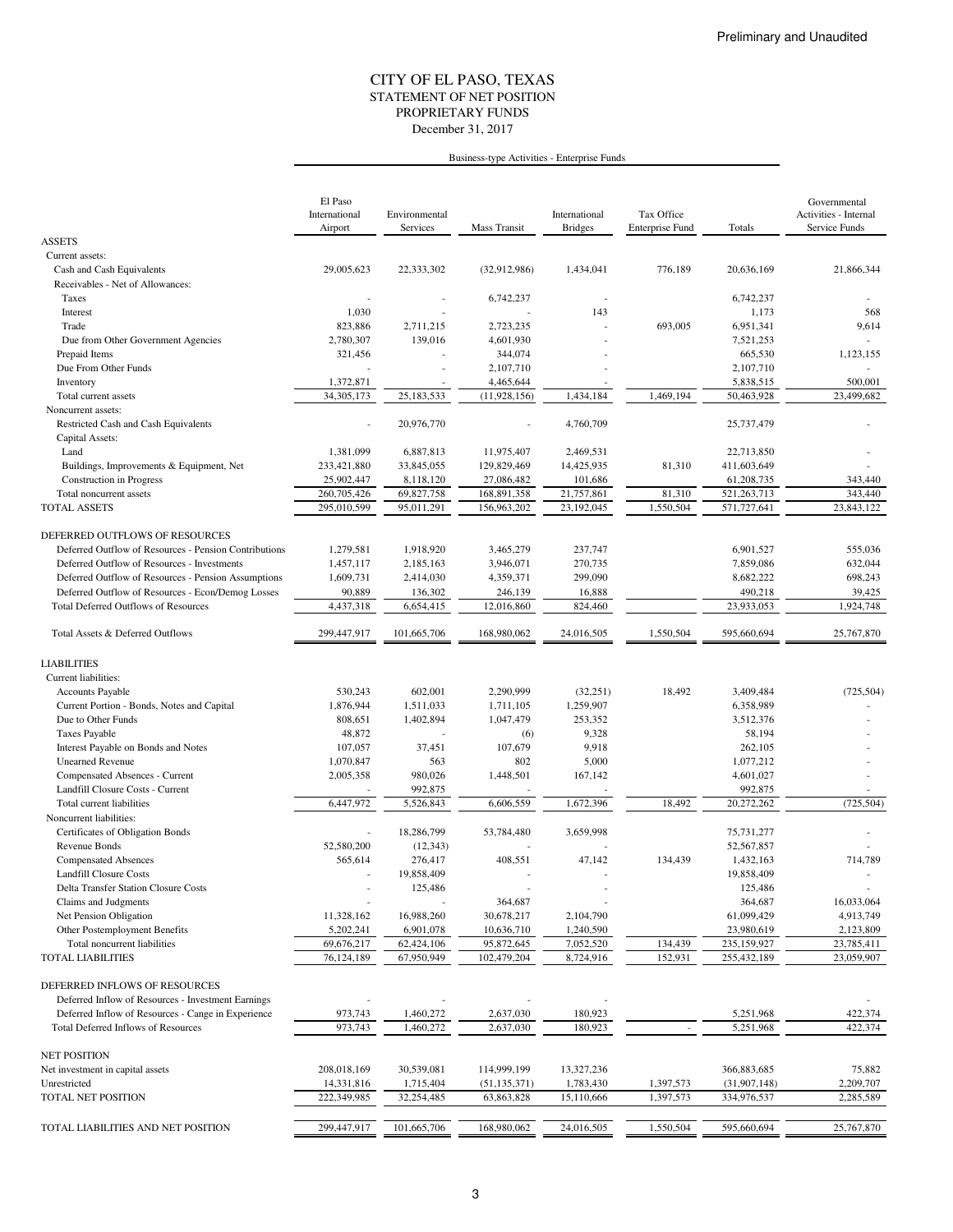Preliminary and Unaudited

# CITY OF EL PASO, TEXAS
## STATEMENT OF NET POSITION
## PROPRIETARY FUNDS
### December 31, 2017

| | Business-type Activities - Enterprise Funds | | | | | | |
|---|---|---|---|---|---|---|---|
| | El Paso International Airport | Environmental Services | Mass Transit | International Bridges | Tax Office Enterprise Fund | Totals | Governmental Activities - Internal Service Funds |
| **ASSETS** | | | | | | | |
| Current assets: | | | | | | | |
| Cash and Cash Equivalents | 29,005,623 | 22,333,302 | (32,912,986) | 1,434,041 | 776,189 | 20,636,169 | 21,866,344 |
| Receivables - Net of Allowances: | | | | | | | |
| Taxes | - | - | 6,742,237 | - | | 6,742,237 | - |
| Interest | 1,030 | - | - | 143 | | 1,173 | 568 |
| Trade | 823,886 | 2,711,215 | 2,723,235 | - | 693,005 | 6,951,341 | 9,614 |
| Due from Other Government Agencies | 2,780,307 | 139,016 | 4,601,930 | - | | 7,521,253 | - |
| Prepaid Items | 321,456 | - | 344,074 | - | | 665,530 | 1,123,155 |
| Due From Other Funds | - | - | 2,107,710 | - | | 2,107,710 | - |
| Inventory | 1,372,871 | - | 4,465,644 | - | | 5,838,515 | 500,001 |
| Total current assets | 34,305,173 | 25,183,533 | (11,928,156) | 1,434,184 | 1,469,194 | 50,463,928 | 23,499,682 |
| Noncurrent assets: | | | | | | | |
| Restricted Cash and Cash Equivalents | - | 20,976,770 | - | 4,760,709 | | 25,737,479 | - |
| Capital Assets: | | | | | | | |
| Land | 1,381,099 | 6,887,813 | 11,975,407 | 2,469,531 | | 22,713,850 | - |
| Buildings, Improvements & Equipment, Net | 233,421,880 | 33,845,055 | 129,829,469 | 14,425,935 | 81,310 | 411,603,649 | - |
| Construction in Progress | 25,902,447 | 8,118,120 | 27,086,482 | 101,686 | | 61,208,735 | 343,440 |
| Total noncurrent assets | 260,705,426 | 69,827,758 | 168,891,358 | 21,757,861 | 81,310 | 521,263,713 | 343,440 |
| TOTAL ASSETS | 295,010,599 | 95,011,291 | 156,963,202 | 23,192,045 | 1,550,504 | 571,727,641 | 23,843,122 |
| | | | | | | | |
| **DEFERRED OUTFLOWS OF RESOURCES** | | | | | | | |
| Deferred Outflow of Resources - Pension Contributions | 1,279,581 | 1,918,920 | 3,465,279 | 237,747 | | 6,901,527 | 555,036 |
| Deferred Outflow of Resources - Investments | 1,457,117 | 2,185,163 | 3,946,071 | 270,735 | | 7,859,086 | 632,044 |
| Deferred Outflow of Resources - Pension Assumptions | 1,609,731 | 2,414,030 | 4,359,371 | 299,090 | | 8,682,222 | 698,243 |
| Deferred Outflow of Resources - Econ/Demog Losses | 90,889 | 136,302 | 246,139 | 16,888 | | 490,218 | 39,425 |
| Total Deferred Outflows of Resources | 4,437,318 | 6,654,415 | 12,016,860 | 824,460 | | 23,933,053 | 1,924,748 |
| | | | | | | | |
| Total Assets & Deferred Outflows | 299,447,917 | 101,665,706 | 168,980,062 | 24,016,505 | 1,550,504 | 595,660,694 | 25,767,870 |
| | | | | | | | |
| **LIABILITIES** | | | | | | | |
| Current liabilities: | | | | | | | |
| Accounts Payable | 530,243 | 602,001 | 2,290,999 | (32,251) | 18,492 | 3,409,484 | (725,504) |
| Current Portion - Bonds, Notes and Capital | 1,876,944 | 1,511,033 | 1,711,105 | 1,259,907 | | 6,358,989 | - |
| Due to Other Funds | 808,651 | 1,402,894 | 1,047,479 | 253,352 | | 3,512,376 | - |
| Taxes Payable | 48,872 | - | (6) | 9,328 | | 58,194 | - |
| Interest Payable on Bonds and Notes | 107,057 | 37,451 | 107,679 | 9,918 | | 262,105 | - |
| Unearned Revenue | 1,070,847 | 563 | 802 | 5,000 | | 1,077,212 | - |
| Compensated Absences - Current | 2,005,358 | 980,026 | 1,448,501 | 167,142 | | 4,601,027 | - |
| Landfill Closure Costs - Current | - | 992,875 | - | - | | 992,875 | - |
| Total current liabilities | 6,447,972 | 5,526,843 | 6,606,559 | 1,672,396 | 18,492 | 20,272,262 | (725,504) |
| Noncurrent liabilities: | | | | | | | |
| Certificates of Obligation Bonds | - | 18,286,799 | 53,784,480 | 3,659,998 | | 75,731,277 | - |
| Revenue Bonds | 52,580,200 | (12,343) | - | - | | 52,567,857 | - |
| Compensated Absences | 565,614 | 276,417 | 408,551 | 47,142 | 134,439 | 1,432,163 | 714,789 |
| Landfill Closure Costs | - | 19,858,409 | - | - | | 19,858,409 | - |
| Delta Transfer Station Closure Costs | - | 125,486 | - | - | | 125,486 | - |
| Claims and Judgments | - | - | 364,687 | - | | 364,687 | 16,033,064 |
| Net Pension Obligation | 11,328,162 | 16,988,260 | 30,678,217 | 2,104,790 | | 61,099,429 | 4,913,749 |
| Other Postemployment Benefits | 5,202,241 | 6,901,078 | 10,636,710 | 1,240,590 | | 23,980,619 | 2,123,809 |
| Total noncurrent liabilities | 69,676,217 | 62,424,106 | 95,872,645 | 7,052,520 | 134,439 | 235,159,927 | 23,785,411 |
| TOTAL LIABILITIES | 76,124,189 | 67,950,949 | 102,479,204 | 8,724,916 | 152,931 | 255,432,189 | 23,059,907 |
| | | | | | | | |
| **DEFERRED INFLOWS OF RESOURCES** | | | | | | | |
| Deferred Inflow of Resources - Investment Earnings | - | - | - | - | | | - |
| Deferred Inflow of Resources - Cange in Experience | 973,743 | 1,460,272 | 2,637,030 | 180,923 | | 5,251,968 | 422,374 |
| Total Deferred Inflows of Resources | 973,743 | 1,460,272 | 2,637,030 | 180,923 | - | 5,251,968 | 422,374 |
| | | | | | | | |
| **NET POSITION** | | | | | | | |
| Net investment in capital assets | 208,018,169 | 30,539,081 | 114,999,199 | 13,327,236 | | 366,883,685 | 75,882 |
| Unrestricted | 14,331,816 | 1,715,404 | (51,135,371) | 1,783,430 | 1,397,573 | (31,907,148) | 2,209,707 |
| TOTAL NET POSITION | 222,349,985 | 32,254,485 | 63,863,828 | 15,110,666 | 1,397,573 | 334,976,537 | 2,285,589 |
| | | | | | | | |
| TOTAL LIABILITIES AND NET POSITION | 299,447,917 | 101,665,706 | 168,980,062 | 24,016,505 | 1,550,504 | 595,660,694 | 25,767,870 |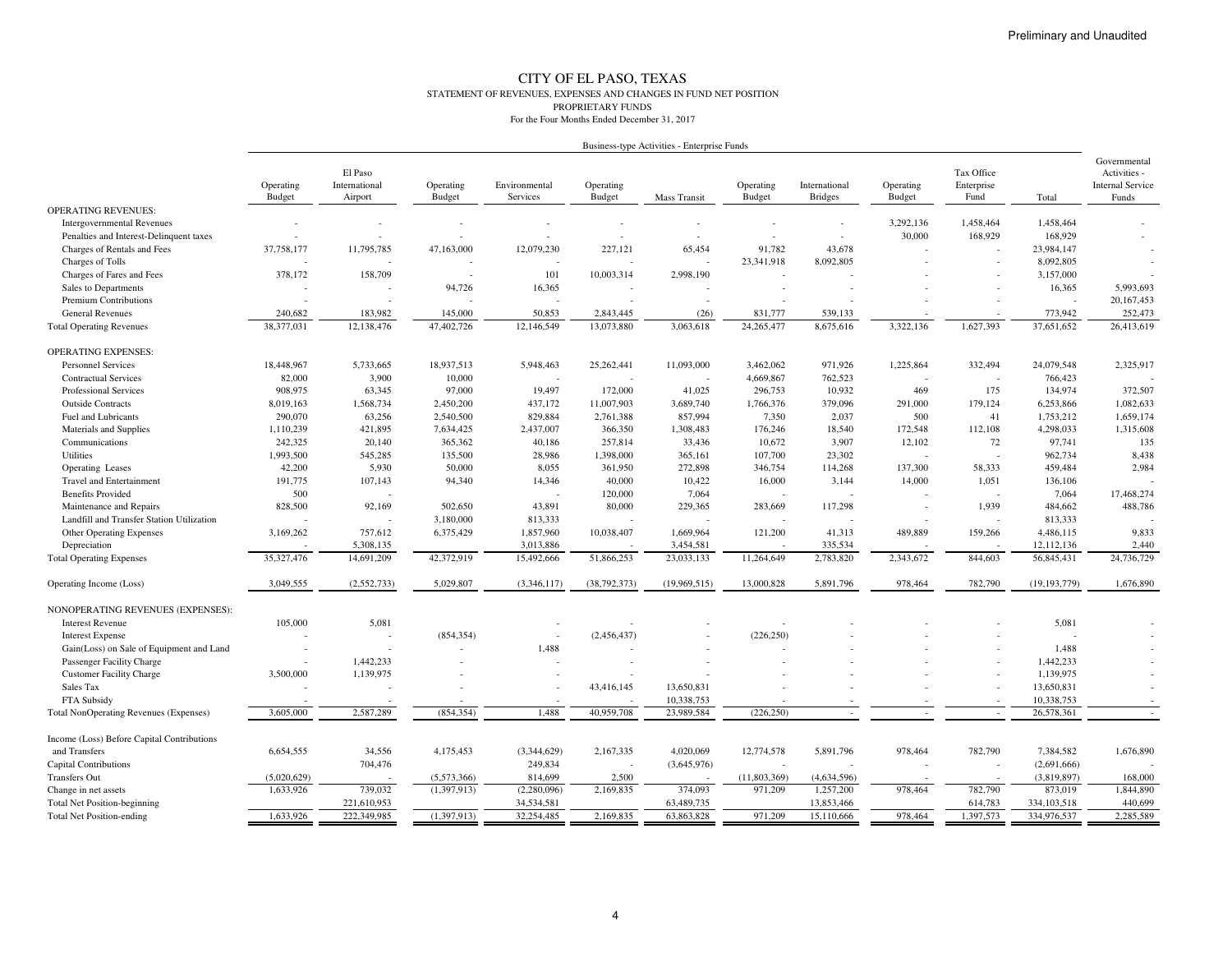Preliminary and Unaudited

# CITY OF EL PASO, TEXAS

## STATEMENT OF REVENUES, EXPENSES AND CHANGES IN FUND NET POSITION

PROPRIETARY FUNDS

For the Four Months Ended December 31, 2017

| | Business-type Activities - Enterprise Funds | | | | | | | | | | | | Governmental Activities - Internal Service Funds |
|---|---|---|---|---|---|---|---|---|---|---|---|---|---|
| | Operating Budget | El Paso International Airport | Operating Budget | Environmental Services | Operating Budget | Mass Transit | Operating Budget | International Bridges | Operating Budget | Tax Office Enterprise Fund | Total | | |
| **OPERATING REVENUES:** | | | | | | | | | | | | | |
| Intergovernmental Revenues | - | - | - | - | - | - | - | - | 3,292,136 | 1,458,464 | 1,458,464 | | - |
| Penalties and Interest-Delinquent taxes | - | - | - | - | - | - | - | - | 30,000 | 168,929 | 168,929 | | - |
| Charges of Rentals and Fees | 37,758,177 | 11,795,785 | 47,163,000 | 12,079,230 | 227,121 | 65,454 | 91,782 | 43,678 | - | - | 23,984,147 | | - |
| Charges of Tolls | - | - | - | - | - | - | 23,341,918 | 8,092,805 | - | - | 8,092,805 | | - |
| Charges of Fares and Fees | 378,172 | 158,709 | - | 101 | 10,003,314 | 2,998,190 | - | - | - | - | 3,157,000 | | - |
| Sales to Departments | - | - | 94,726 | 16,365 | - | - | - | - | - | - | 16,365 | | 5,993,693 |
| Premium Contributions | - | - | - | - | - | - | - | - | - | - | - | | 20,167,453 |
| General Revenues | 240,682 | 183,982 | 145,000 | 50,853 | 2,843,445 | (26) | 831,777 | 539,133 | - | - | 773,942 | | 252,473 |
| Total Operating Revenues | 38,377,031 | 12,138,476 | 47,402,726 | 12,146,549 | 13,073,880 | 3,063,618 | 24,265,477 | 8,675,616 | 3,322,136 | 1,627,393 | 37,651,652 | | 26,413,619 |
| **OPERATING EXPENSES:** | | | | | | | | | | | | | |
| Personnel Services | 18,448,967 | 5,733,665 | 18,937,513 | 5,948,463 | 25,262,441 | 11,093,000 | 3,462,062 | 971,926 | 1,225,864 | 332,494 | 24,079,548 | | 2,325,917 |
| Contractual Services | 82,000 | 3,900 | 10,000 | - | - | - | 4,669,867 | 762,523 | - | - | 766,423 | | - |
| Professional Services | 908,975 | 63,345 | 97,000 | 19,497 | 172,000 | 41,025 | 296,753 | 10,932 | 469 | 175 | 134,974 | | 372,507 |
| Outside Contracts | 8,019,163 | 1,568,734 | 2,450,200 | 437,172 | 11,007,903 | 3,689,740 | 1,766,376 | 379,096 | 291,000 | 179,124 | 6,253,866 | | 1,082,633 |
| Fuel and Lubricants | 290,070 | 63,256 | 2,540,500 | 829,884 | 2,761,388 | 857,994 | 7,350 | 2,037 | 500 | 41 | 1,753,212 | | 1,659,174 |
| Materials and Supplies | 1,110,239 | 421,895 | 7,634,425 | 2,437,007 | 366,350 | 1,308,483 | 176,246 | 18,540 | 172,548 | 112,108 | 4,298,033 | | 1,315,608 |
| Communications | 242,325 | 20,140 | 365,362 | 40,186 | 257,814 | 33,436 | 10,672 | 3,907 | 12,102 | 72 | 97,741 | | 135 |
| Utilities | 1,993,500 | 545,285 | 135,500 | 28,986 | 1,398,000 | 365,161 | 107,700 | 23,302 | - | - | 962,734 | | 8,438 |
| Operating Leases | 42,200 | 5,930 | 50,000 | 8,055 | 361,950 | 272,898 | 346,754 | 114,268 | 137,300 | 58,333 | 459,484 | | 2,984 |
| Travel and Entertainment | 191,775 | 107,143 | 94,340 | 14,346 | 40,000 | 10,422 | 16,000 | 3,144 | 14,000 | 1,051 | 136,106 | | - |
| Benefits Provided | 500 | - | | - | 120,000 | 7,064 | - | - | - | - | 7,064 | | 17,468,274 |
| Maintenance and Repairs | 828,500 | 92,169 | 502,650 | 43,891 | 80,000 | 229,365 | 283,669 | 117,298 | - | 1,939 | 484,662 | | 488,786 |
| Landfill and Transfer Station Utilization | - | - | 3,180,000 | 813,333 | - | - | - | - | - | - | 813,333 | | - |
| Other Operating Expenses | 3,169,262 | 757,612 | 6,375,429 | 1,857,960 | 10,038,407 | 1,669,964 | 121,200 | 41,313 | 489,889 | 159,266 | 4,486,115 | | 9,833 |
| Depreciation | - | 5,308,135 | | 3,013,886 | - | 3,454,581 | - | 335,534 | - | - | 12,112,136 | | 2,440 |
| Total Operating Expenses | 35,327,476 | 14,691,209 | 42,372,919 | 15,492,666 | 51,866,253 | 23,033,133 | 11,264,649 | 2,783,820 | 2,343,672 | 844,603 | 56,845,431 | | 24,736,729 |
| Operating Income (Loss) | 3,049,555 | (2,552,733) | 5,029,807 | (3,346,117) | (38,792,373) | (19,969,515) | 13,000,828 | 5,891,796 | 978,464 | 782,790 | (19,193,779) | | 1,676,890 |
| **NONOPERATING REVENUES (EXPENSES):** | | | | | | | | | | | | | |
| Interest Revenue | 105,000 | 5,081 | | - | - | - | - | - | - | - | 5,081 | | - |
| Interest Expense | - | - | (854,354) | - | (2,456,437) | - | (226,250) | - | - | - | - | | - |
| Gain(Loss) on Sale of Equipment and Land | - | - | - | 1,488 | - | - | - | - | - | - | 1,488 | | - |
| Passenger Facility Charge | - | 1,442,233 | - | - | - | - | - | - | - | - | 1,442,233 | | - |
| Customer Facility Charge | 3,500,000 | 1,139,975 | - | - | - | - | - | - | - | - | 1,139,975 | | - |
| Sales Tax | - | - | - | - | 43,416,145 | 13,650,831 | - | - | - | - | 13,650,831 | | - |
| FTA Subsidy | - | - | - | - | - | 10,338,753 | - | - | - | - | 10,338,753 | | - |
| Total NonOperating Revenues (Expenses) | 3,605,000 | 2,587,289 | (854,354) | 1,488 | 40,959,708 | 23,989,584 | (226,250) | - | - | - | 26,578,361 | | - |
| Income (Loss) Before Capital Contributions and Transfers | 6,654,555 | 34,556 | 4,175,453 | (3,344,629) | 2,167,335 | 4,020,069 | 12,774,578 | 5,891,796 | 978,464 | 782,790 | 7,384,582 | | 1,676,890 |
| Capital Contributions | | 704,476 | | 249,834 | - | (3,645,976) | - | - | - | - | (2,691,666) | | - |
| Transfers Out | (5,020,629) | - | (5,573,366) | 814,699 | 2,500 | - | (11,803,369) | (4,634,596) | - | - | (3,819,897) | | 168,000 |
| Change in net assets | 1,633,926 | 739,032 | (1,397,913) | (2,280,096) | 2,169,835 | 374,093 | 971,209 | 1,257,200 | 978,464 | 782,790 | 873,019 | | 1,844,890 |
| Total Net Position-beginning | | 221,610,953 | | 34,534,581 | | 63,489,735 | | 13,853,466 | | 614,783 | 334,103,518 | | 440,699 |
| Total Net Position-ending | 1,633,926 | 222,349,985 | (1,397,913) | 32,254,485 | 2,169,835 | 63,863,828 | 971,209 | 15,110,666 | 978,464 | 1,397,573 | 334,976,537 | | 2,285,589 |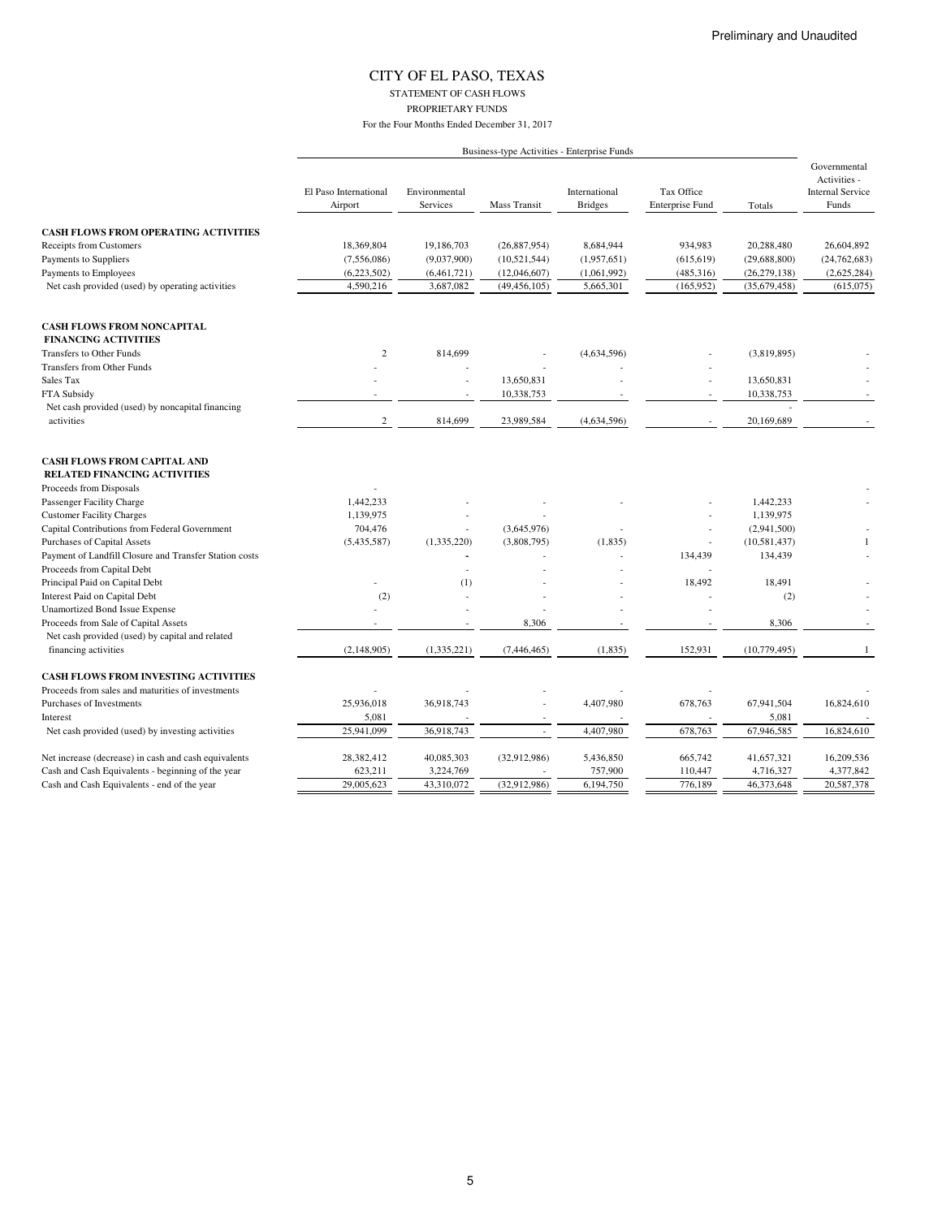Preliminary and Unaudited

# CITY OF EL PASO, TEXAS

STATEMENT OF CASH FLOWS

PROPRIETARY FUNDS

For the Four Months Ended December 31, 2017

| | Business-type Activities - Enterprise Funds | | | | | | |
|---|---|---|---|---|---|---|---|
| | El Paso International Airport | Environmental Services | Mass Transit | International Bridges | Tax Office Enterprise Fund | Totals | Governmental Activities - Internal Service Funds |
| **CASH FLOWS FROM OPERATING ACTIVITIES** | | | | | | | |
| Receipts from Customers | 18,369,804 | 19,186,703 | (26,887,954) | 8,684,944 | 934,983 | 20,288,480 | 26,604,892 |
| Payments to Suppliers | (7,556,086) | (9,037,900) | (10,521,544) | (1,957,651) | (615,619) | (29,688,800) | (24,762,683) |
| Payments to Employees | (6,223,502) | (6,461,721) | (12,046,607) | (1,061,992) | (485,316) | (26,279,138) | (2,625,284) |
| Net cash provided (used) by operating activities | 4,590,216 | 3,687,082 | (49,456,105) | 5,665,301 | (165,952) | (35,679,458) | (615,075) |
| **CASH FLOWS FROM NONCAPITAL FINANCING ACTIVITIES** | | | | | | | |
| Transfers to Other Funds | 2 | 814,699 | - | (4,634,596) | - | (3,819,895) | - |
| Transfers from Other Funds | - | - | - | - | - | | - |
| Sales Tax | - | - | 13,650,831 | - | - | 13,650,831 | - |
| FTA Subsidy | - | - | 10,338,753 | - | - | 10,338,753 | - |
| Net cash provided (used) by noncapital financing activities | 2 | 814,699 | 23,989,584 | (4,634,596) | - | 20,169,689 | - |
| **CASH FLOWS FROM CAPITAL AND RELATED FINANCING ACTIVITIES** | | | | | | | |
| Proceeds from Disposals | - | | | | | | - |
| Passenger Facility Charge | 1,442,233 | - | - | - | - | 1,442,233 | - |
| Customer Facility Charges | 1,139,975 | - | - | | - | 1,139,975 | |
| Capital Contributions from Federal Government | 704,476 | - | (3,645,976) | - | - | (2,941,500) | - |
| Purchases of Capital Assets | (5,435,587) | (1,335,220) | (3,808,795) | (1,835) | - | (10,581,437) | 1 |
| Payment of Landfill Closure and Transfer Station costs | | - | - | - | 134,439 | 134,439 | - |
| Proceeds from Capital Debt | | - | - | - | - | | |
| Principal Paid on Capital Debt | - | (1) | - | - | 18,492 | 18,491 | - |
| Interest Paid on Capital Debt | (2) | - | - | - | - | (2) | - |
| Unamortized Bond Issue Expense | - | - | - | - | - | | - |
| Proceeds from Sale of Capital Assets | - | - | 8,306 | - | - | 8,306 | - |
| Net cash provided (used) by capital and related financing activities | (2,148,905) | (1,335,221) | (7,446,465) | (1,835) | 152,931 | (10,779,495) | 1 |
| **CASH FLOWS FROM INVESTING ACTIVITIES** | | | | | | | |
| Proceeds from sales and maturities of investments | - | - | - | - | - | | - |
| Purchases of Investments | 25,936,018 | 36,918,743 | - | 4,407,980 | 678,763 | 67,941,504 | 16,824,610 |
| Interest | 5,081 | - | - | - | - | 5,081 | - |
| Net cash provided (used) by investing activities | 25,941,099 | 36,918,743 | - | 4,407,980 | 678,763 | 67,946,585 | 16,824,610 |
| Net increase (decrease) in cash and cash equivalents | 28,382,412 | 40,085,303 | (32,912,986) | 5,436,850 | 665,742 | 41,657,321 | 16,209,536 |
| Cash and Cash Equivalents - beginning of the year | 623,211 | 3,224,769 | - | 757,900 | 110,447 | 4,716,327 | 4,377,842 |
| Cash and Cash Equivalents - end of the year | 29,005,623 | 43,310,072 | (32,912,986) | 6,194,750 | 776,189 | 46,373,648 | 20,587,378 |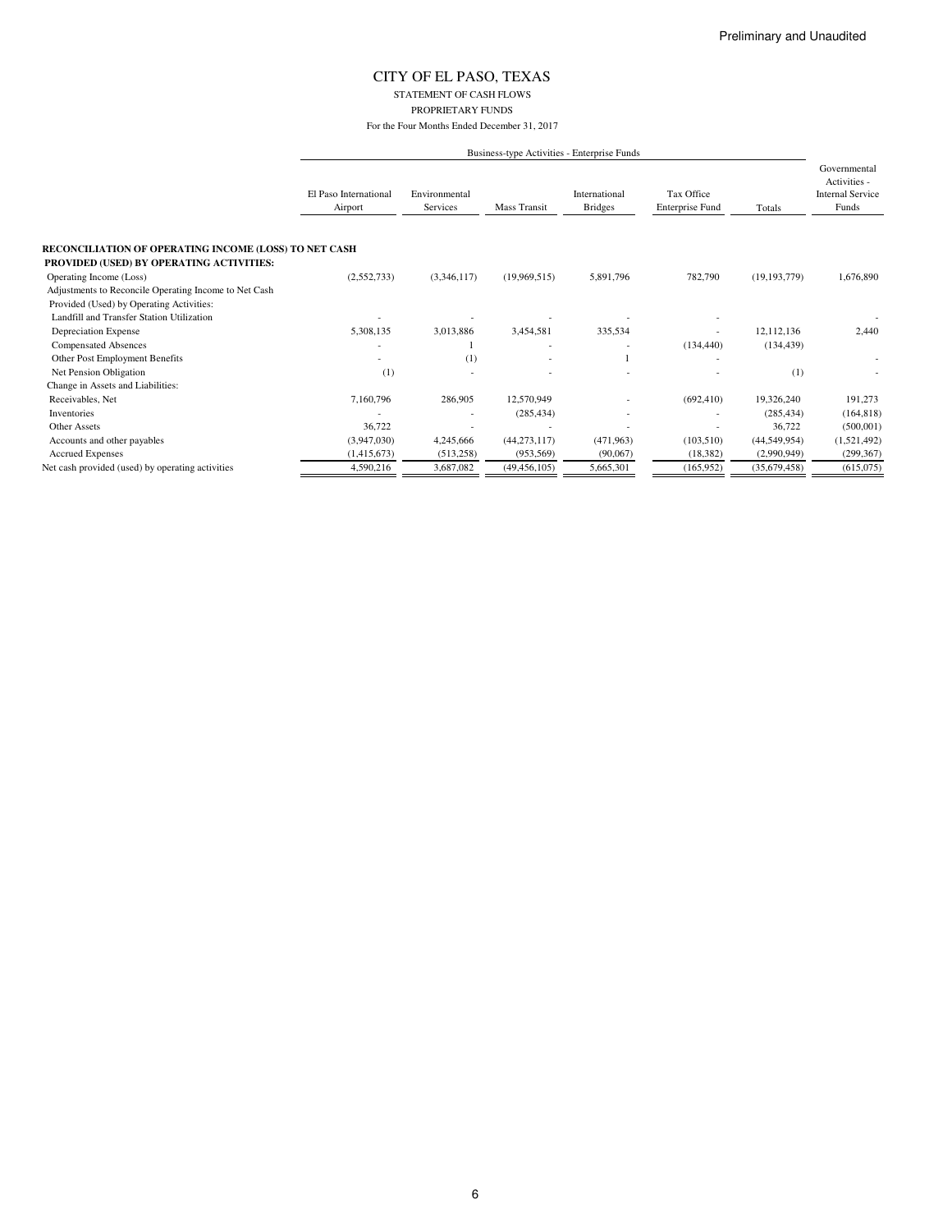Preliminary and Unaudited

# CITY OF EL PASO, TEXAS

STATEMENT OF CASH FLOWS

PROPRIETARY FUNDS

For the Four Months Ended December 31, 2017

| | Business-type Activities - Enterprise Funds | | | | | | |
|---|---|---|---|---|---|---|---|
| | El Paso International Airport | Environmental Services | Mass Transit | International Bridges | Tax Office Enterprise Fund | Totals | Governmental Activities - Internal Service Funds |
| **RECONCILIATION OF OPERATING INCOME (LOSS) TO NET CASH PROVIDED (USED) BY OPERATING ACTIVITIES:** | | | | | | | |
| Operating Income (Loss) | (2,552,733) | (3,346,117) | (19,969,515) | 5,891,796 | 782,790 | (19,193,779) | 1,676,890 |
| Adjustments to Reconcile Operating Income to Net Cash Provided (Used) by Operating Activities: | | | | | | | |
| Landfill and Transfer Station Utilization | - | - | - | - | - | | - |
| Depreciation Expense | 5,308,135 | 3,013,886 | 3,454,581 | 335,534 | - | 12,112,136 | 2,440 |
| Compensated Absences | - | 1 | - | - | (134,440) | (134,439) | |
| Other Post Employment Benefits | - | (1) | - | 1 | - | | - |
| Net Pension Obligation | (1) | - | - | - | - | (1) | - |
| Change in Assets and Liabilities: | | | | | | | |
| Receivables, Net | 7,160,796 | 286,905 | 12,570,949 | - | (692,410) | 19,326,240 | 191,273 |
| Inventories | - | - | (285,434) | - | - | (285,434) | (164,818) |
| Other Assets | 36,722 | - | - | - | - | 36,722 | (500,001) |
| Accounts and other payables | (3,947,030) | 4,245,666 | (44,273,117) | (471,963) | (103,510) | (44,549,954) | (1,521,492) |
| Accrued Expenses | (1,415,673) | (513,258) | (953,569) | (90,067) | (18,382) | (2,990,949) | (299,367) |
| Net cash provided (used) by operating activities | 4,590,216 | 3,687,082 | (49,456,105) | 5,665,301 | (165,952) | (35,679,458) | (615,075) |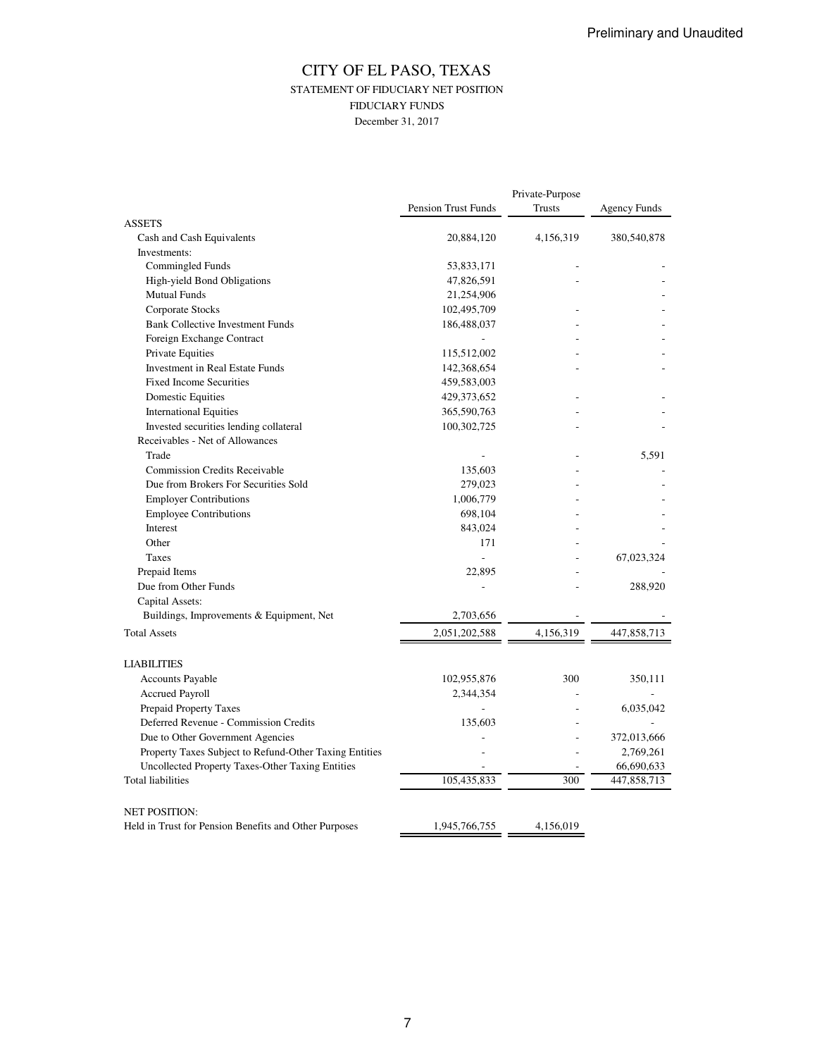Preliminary and Unaudited

# CITY OF EL PASO, TEXAS

## STATEMENT OF FIDUCIARY NET POSITION

### FIDUCIARY FUNDS

December 31, 2017

| | Pension Trust Funds | Private-Purpose Trusts | Agency Funds |
|---|---|---|---|
| ASSETS | | | |
| Cash and Cash Equivalents | 20,884,120 | 4,156,319 | 380,540,878 |
| Investments: | | | |
| Commingled Funds | 53,833,171 | - | - |
| High-yield Bond Obligations | 47,826,591 | - | - |
| Mutual Funds | 21,254,906 | | - |
| Corporate Stocks | 102,495,709 | - | - |
| Bank Collective Investment Funds | 186,488,037 | - | - |
| Foreign Exchange Contract | - | - | - |
| Private Equities | 115,512,002 | - | - |
| Investment in Real Estate Funds | 142,368,654 | - | - |
| Fixed Income Securities | 459,583,003 | | |
| Domestic Equities | 429,373,652 | - | - |
| International Equities | 365,590,763 | - | - |
| Invested securities lending collateral | 100,302,725 | - | - |
| Receivables - Net of Allowances | | | |
| Trade | - | - | 5,591 |
| Commission Credits Receivable | 135,603 | - | - |
| Due from Brokers For Securities Sold | 279,023 | - | - |
| Employer Contributions | 1,006,779 | - | - |
| Employee Contributions | 698,104 | - | - |
| Interest | 843,024 | - | - |
| Other | 171 | - | - |
| Taxes | - | - | 67,023,324 |
| Prepaid Items | 22,895 | - | - |
| Due from Other Funds | - | - | 288,920 |
| Capital Assets: | | | |
| Buildings, Improvements & Equipment, Net | 2,703,656 | - | - |
| Total Assets | 2,051,202,588 | 4,156,319 | 447,858,713 |
| | | | |
| LIABILITIES | | | |
| Accounts Payable | 102,955,876 | 300 | 350,111 |
| Accrued Payroll | 2,344,354 | - | - |
| Prepaid Property Taxes | - | - | 6,035,042 |
| Deferred Revenue - Commission Credits | 135,603 | - | - |
| Due to Other Government Agencies | - | - | 372,013,666 |
| Property Taxes Subject to Refund-Other Taxing Entities | - | - | 2,769,261 |
| Uncollected Property Taxes-Other Taxing Entities | - | - | 66,690,633 |
| Total liabilities | 105,435,833 | 300 | 447,858,713 |
| | | | |
| NET POSITION: | | | |
| Held in Trust for Pension Benefits and Other Purposes | 1,945,766,755 | 4,156,019 | |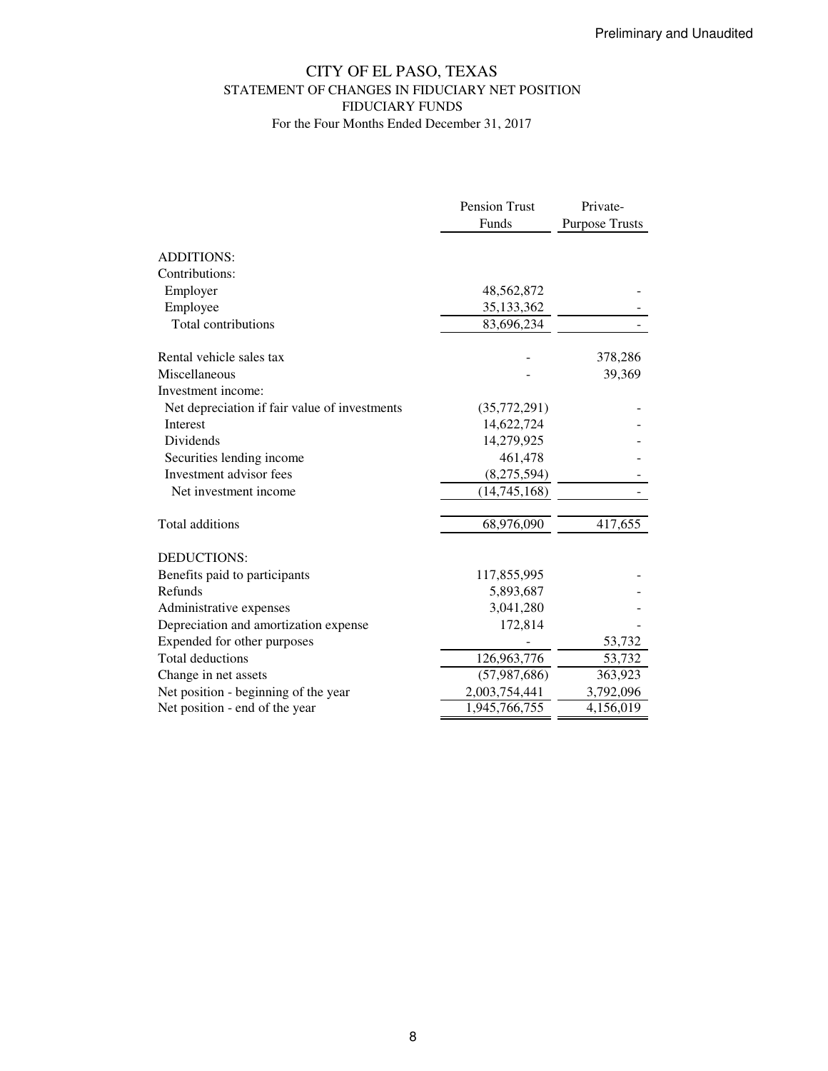Preliminary and Unaudited

# CITY OF EL PASO, TEXAS
## STATEMENT OF CHANGES IN FIDUCIARY NET POSITION
## FIDUCIARY FUNDS
For the Four Months Ended December 31, 2017

| | Pension Trust Funds | Private-Purpose Trusts |
|---|---|---|
| ADDITIONS: | | |
| Contributions: | | |
| Employer | 48,562,872 | - |
| Employee | 35,133,362 | - |
| Total contributions | 83,696,234 | - |
| | | |
| Rental vehicle sales tax | - | 378,286 |
| Miscellaneous | - | 39,369 |
| Investment income: | | |
| Net depreciation if fair value of investments | (35,772,291) | - |
| Interest | 14,622,724 | - |
| Dividends | 14,279,925 | - |
| Securities lending income | 461,478 | - |
| Investment advisor fees | (8,275,594) | - |
| Net investment income | (14,745,168) | - |
| | | |
| Total additions | 68,976,090 | 417,655 |
| | | |
| DEDUCTIONS: | | |
| Benefits paid to participants | 117,855,995 | - |
| Refunds | 5,893,687 | - |
| Administrative expenses | 3,041,280 | - |
| Depreciation and amortization expense | 172,814 | - |
| Expended for other purposes | - | 53,732 |
| Total deductions | 126,963,776 | 53,732 |
| Change in net assets | (57,987,686) | 363,923 |
| Net position - beginning of the year | 2,003,754,441 | 3,792,096 |
| Net position - end of the year | 1,945,766,755 | 4,156,019 |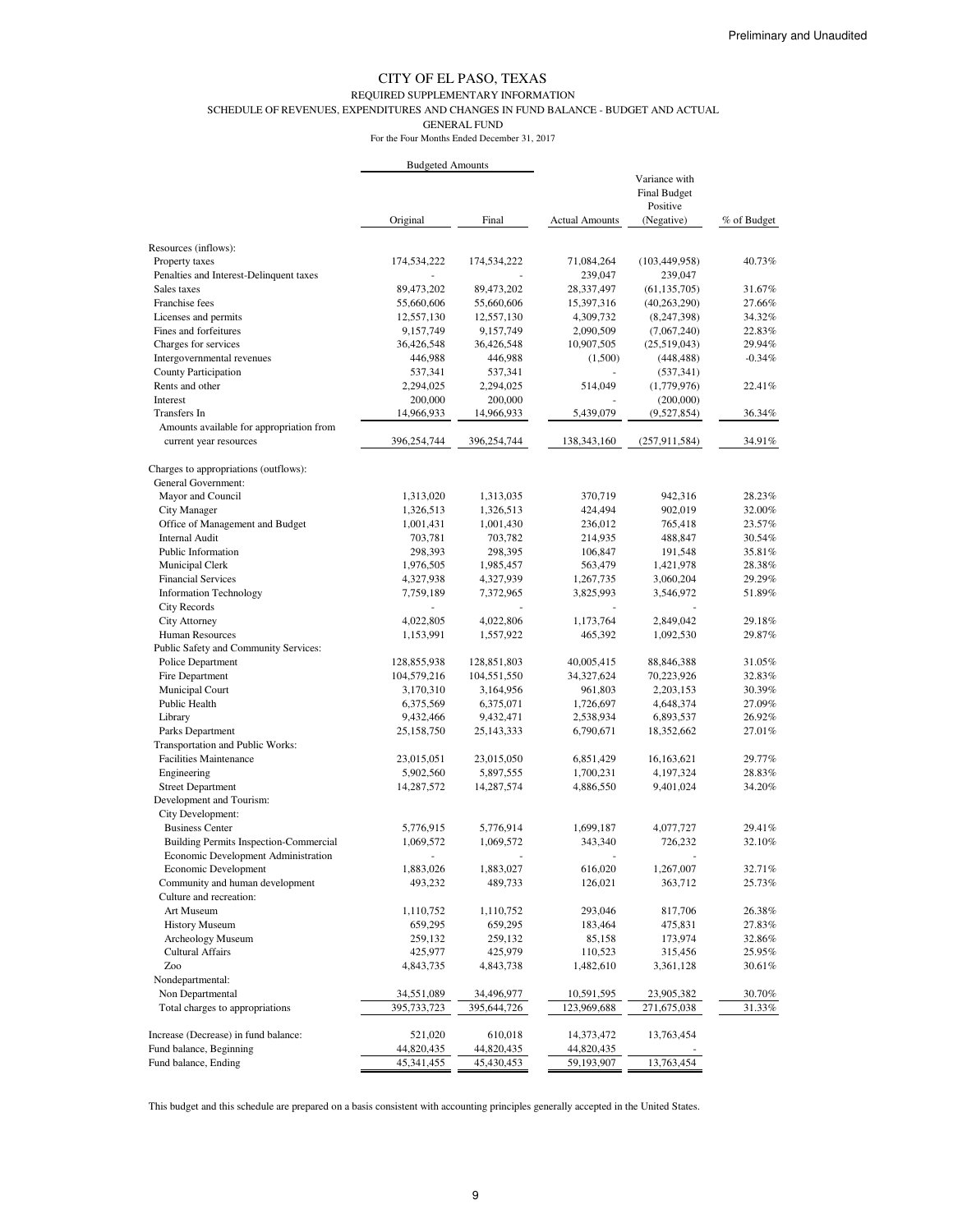Preliminary and Unaudited

# CITY OF EL PASO, TEXAS

REQUIRED SUPPLEMENTARY INFORMATION

SCHEDULE OF REVENUES, EXPENDITURES AND CHANGES IN FUND BALANCE - BUDGET AND ACTUAL

GENERAL FUND

For the Four Months Ended December 31, 2017

| | Budgeted Amounts | | | | |
|---|---|---|---|---|---|
| | Original | Final | Actual Amounts | Variance with Final Budget Positive (Negative) | % of Budget |
| Resources (inflows): | | | | | |
| Property taxes | 174,534,222 | 174,534,222 | 71,084,264 | (103,449,958) | 40.73% |
| Penalties and Interest-Delinquent taxes | - | - | 239,047 | 239,047 | |
| Sales taxes | 89,473,202 | 89,473,202 | 28,337,497 | (61,135,705) | 31.67% |
| Franchise fees | 55,660,606 | 55,660,606 | 15,397,316 | (40,263,290) | 27.66% |
| Licenses and permits | 12,557,130 | 12,557,130 | 4,309,732 | (8,247,398) | 34.32% |
| Fines and forfeitures | 9,157,749 | 9,157,749 | 2,090,509 | (7,067,240) | 22.83% |
| Charges for services | 36,426,548 | 36,426,548 | 10,907,505 | (25,519,043) | 29.94% |
| Intergovernmental revenues | 446,988 | 446,988 | (1,500) | (448,488) | -0.34% |
| County Participation | 537,341 | 537,341 | - | (537,341) | |
| Rents and other | 2,294,025 | 2,294,025 | 514,049 | (1,779,976) | 22.41% |
| Interest | 200,000 | 200,000 | - | (200,000) | |
| Transfers In | 14,966,933 | 14,966,933 | 5,439,079 | (9,527,854) | 36.34% |
| Amounts available for appropriation from current year resources | 396,254,744 | 396,254,744 | 138,343,160 | (257,911,584) | 34.91% |
| Charges to appropriations (outflows): | | | | | |
| General Government: | | | | | |
| Mayor and Council | 1,313,020 | 1,313,035 | 370,719 | 942,316 | 28.23% |
| City Manager | 1,326,513 | 1,326,513 | 424,494 | 902,019 | 32.00% |
| Office of Management and Budget | 1,001,431 | 1,001,430 | 236,012 | 765,418 | 23.57% |
| Internal Audit | 703,781 | 703,782 | 214,935 | 488,847 | 30.54% |
| Public Information | 298,393 | 298,395 | 106,847 | 191,548 | 35.81% |
| Municipal Clerk | 1,976,505 | 1,985,457 | 563,479 | 1,421,978 | 28.38% |
| Financial Services | 4,327,938 | 4,327,939 | 1,267,735 | 3,060,204 | 29.29% |
| Information Technology | 7,759,189 | 7,372,965 | 3,825,993 | 3,546,972 | 51.89% |
| City Records | - | - | - | - | |
| City Attorney | 4,022,805 | 4,022,806 | 1,173,764 | 2,849,042 | 29.18% |
| Human Resources | 1,153,991 | 1,557,922 | 465,392 | 1,092,530 | 29.87% |
| Public Safety and Community Services: | | | | | |
| Police Department | 128,855,938 | 128,851,803 | 40,005,415 | 88,846,388 | 31.05% |
| Fire Department | 104,579,216 | 104,551,550 | 34,327,624 | 70,223,926 | 32.83% |
| Municipal Court | 3,170,310 | 3,164,956 | 961,803 | 2,203,153 | 30.39% |
| Public Health | 6,375,569 | 6,375,071 | 1,726,697 | 4,648,374 | 27.09% |
| Library | 9,432,466 | 9,432,471 | 2,538,934 | 6,893,537 | 26.92% |
| Parks Department | 25,158,750 | 25,143,333 | 6,790,671 | 18,352,662 | 27.01% |
| Transportation and Public Works: | | | | | |
| Facilities Maintenance | 23,015,051 | 23,015,050 | 6,851,429 | 16,163,621 | 29.77% |
| Engineering | 5,902,560 | 5,897,555 | 1,700,231 | 4,197,324 | 28.83% |
| Street Department | 14,287,572 | 14,287,574 | 4,886,550 | 9,401,024 | 34.20% |
| Development and Tourism: | | | | | |
| City Development: | | | | | |
| Business Center | 5,776,915 | 5,776,914 | 1,699,187 | 4,077,727 | 29.41% |
| Building Permits Inspection-Commercial | 1,069,572 | 1,069,572 | 343,340 | 726,232 | 32.10% |
| Economic Development Administration | - | - | - | - | |
| Economic Development | 1,883,026 | 1,883,027 | 616,020 | 1,267,007 | 32.71% |
| Community and human development | 493,232 | 489,733 | 126,021 | 363,712 | 25.73% |
| Culture and recreation: | | | | | |
| Art Museum | 1,110,752 | 1,110,752 | 293,046 | 817,706 | 26.38% |
| History Museum | 659,295 | 659,295 | 183,464 | 475,831 | 27.83% |
| Archeology Museum | 259,132 | 259,132 | 85,158 | 173,974 | 32.86% |
| Cultural Affairs | 425,977 | 425,979 | 110,523 | 315,456 | 25.95% |
| Zoo | 4,843,735 | 4,843,738 | 1,482,610 | 3,361,128 | 30.61% |
| Nondepartmental: | | | | | |
| Non Departmental | 34,551,089 | 34,496,977 | 10,591,595 | 23,905,382 | 30.70% |
| Total charges to appropriations | 395,733,723 | 395,644,726 | 123,969,688 | 271,675,038 | 31.33% |
| Increase (Decrease) in fund balance: | 521,020 | 610,018 | 14,373,472 | 13,763,454 | |
| Fund balance, Beginning | 44,820,435 | 44,820,435 | 44,820,435 | - | |
| Fund balance, Ending | 45,341,455 | 45,430,453 | 59,193,907 | 13,763,454 | |

This budget and this schedule are prepared on a basis consistent with accounting principles generally accepted in the United States.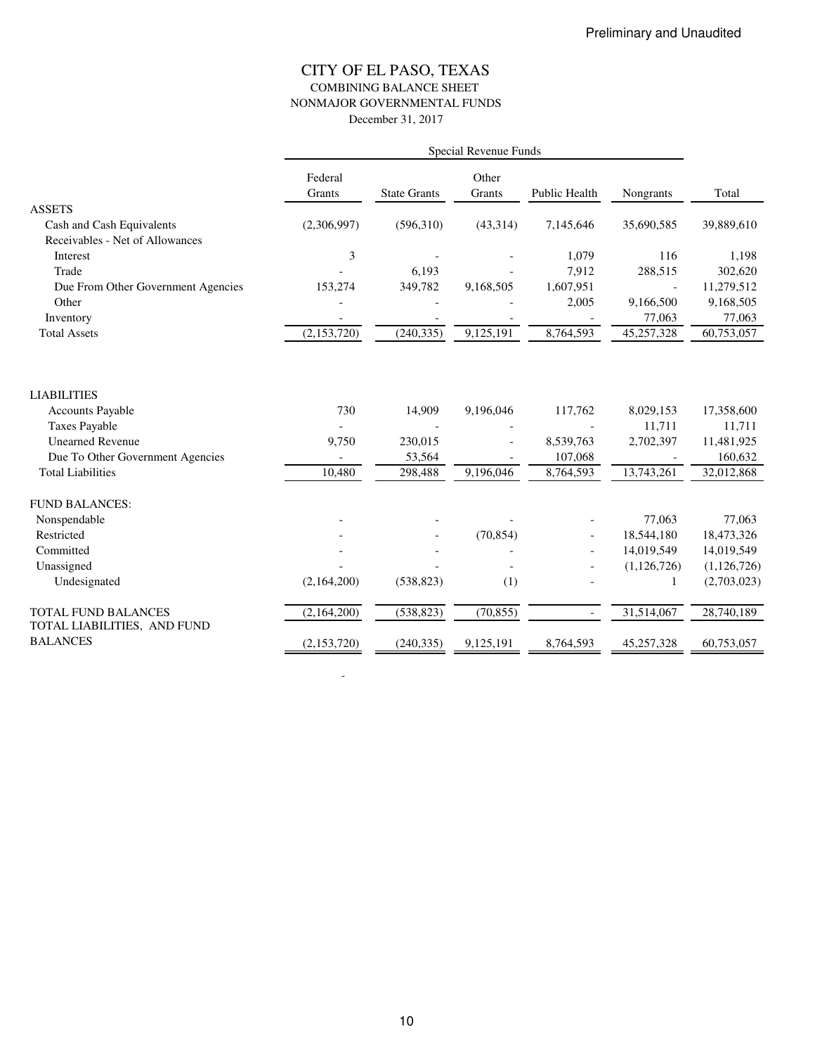Preliminary and Unaudited

# CITY OF EL PASO, TEXAS
## COMBINING BALANCE SHEET
## NONMAJOR GOVERNMENTAL FUNDS
December 31, 2017

| | Special Revenue Funds | | | | | |
|---|---|---|---|---|---|---|
| | Federal Grants | State Grants | Other Grants | Public Health | Nongrants | Total |
| ASSETS | | | | | | |
| Cash and Cash Equivalents | (2,306,997) | (596,310) | (43,314) | 7,145,646 | 35,690,585 | 39,889,610 |
| Receivables - Net of Allowances | | | | | | |
| Interest | 3 | - | - | 1,079 | 116 | 1,198 |
| Trade | - | 6,193 | - | 7,912 | 288,515 | 302,620 |
| Due From Other Government Agencies | 153,274 | 349,782 | 9,168,505 | 1,607,951 | - | 11,279,512 |
| Other | - | - | - | 2,005 | 9,166,500 | 9,168,505 |
| Inventory | - | - | - | - | 77,063 | 77,063 |
| Total Assets | (2,153,720) | (240,335) | 9,125,191 | 8,764,593 | 45,257,328 | 60,753,057 |
| LIABILITIES | | | | | | |
| Accounts Payable | 730 | 14,909 | 9,196,046 | 117,762 | 8,029,153 | 17,358,600 |
| Taxes Payable | - | - | - | - | 11,711 | 11,711 |
| Unearned Revenue | 9,750 | 230,015 | - | 8,539,763 | 2,702,397 | 11,481,925 |
| Due To Other Government Agencies | - | 53,564 | - | 107,068 | - | 160,632 |
| Total Liabilities | 10,480 | 298,488 | 9,196,046 | 8,764,593 | 13,743,261 | 32,012,868 |
| FUND BALANCES: | | | | | | |
| Nonspendable | - | - | - | - | 77,063 | 77,063 |
| Restricted | - | - | (70,854) | - | 18,544,180 | 18,473,326 |
| Committed | - | - | - | - | 14,019,549 | 14,019,549 |
| Unassigned | - | - | - | - | (1,126,726) | (1,126,726) |
| Undesignated | (2,164,200) | (538,823) | (1) | - | 1 | (2,703,023) |
| TOTAL FUND BALANCES | (2,164,200) | (538,823) | (70,855) | - | 31,514,067 | 28,740,189 |
| TOTAL LIABILITIES, AND FUND BALANCES | (2,153,720) | (240,335) | 9,125,191 | 8,764,593 | 45,257,328 | 60,753,057 |

-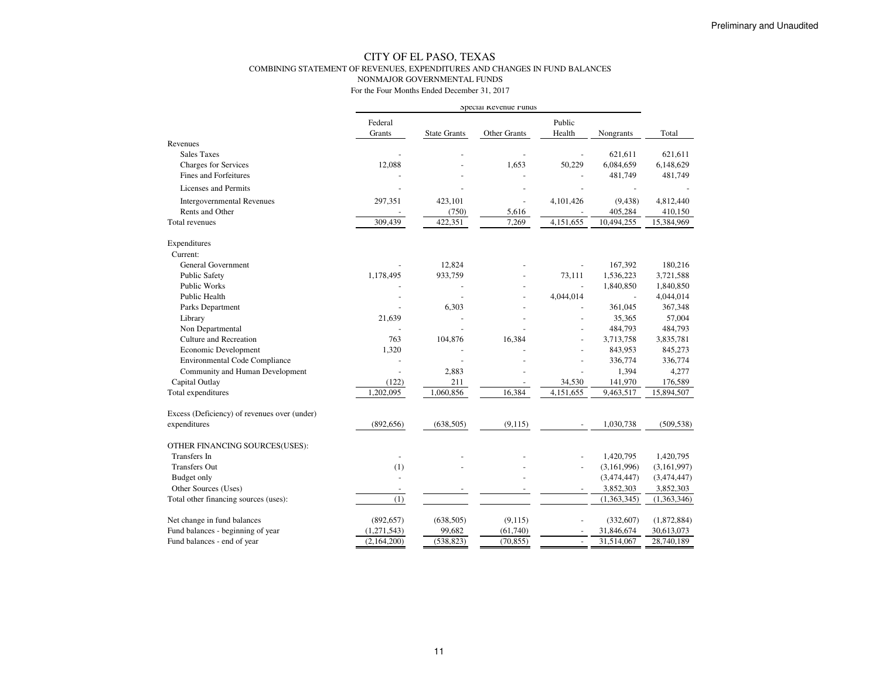Preliminary and Unaudited

# CITY OF EL PASO, TEXAS

## COMBINING STATEMENT OF REVENUES, EXPENDITURES AND CHANGES IN FUND BALANCES

### NONMAJOR GOVERNMENTAL FUNDS

For the Four Months Ended December 31, 2017

| | Special Revenue Funds | | | | | |
|---|---|---|---|---|---|---|
| | Federal Grants | State Grants | Other Grants | Public Health | Nongrants | Total |
| **Revenues** | | | | | | |
| Sales Taxes | - | - | - | - | 621,611 | 621,611 |
| Charges for Services | 12,088 | - | 1,653 | 50,229 | 6,084,659 | 6,148,629 |
| Fines and Forfeitures | - | - | - | - | 481,749 | 481,749 |
| Licenses and Permits | - | - | - | - | - | - |
| Intergovernmental Revenues | 297,351 | 423,101 | - | 4,101,426 | (9,438) | 4,812,440 |
| Rents and Other | - | (750) | 5,616 | - | 405,284 | 410,150 |
| Total revenues | 309,439 | 422,351 | 7,269 | 4,151,655 | 10,494,255 | 15,384,969 |
| **Expenditures** | | | | | | |
| Current: | | | | | | |
| General Government | - | 12,824 | - | - | 167,392 | 180,216 |
| Public Safety | 1,178,495 | 933,759 | - | 73,111 | 1,536,223 | 3,721,588 |
| Public Works | - | - | - | - | 1,840,850 | 1,840,850 |
| Public Health | - | - | - | 4,044,014 | - | 4,044,014 |
| Parks Department | - | 6,303 | - | - | 361,045 | 367,348 |
| Library | 21,639 | - | - | - | 35,365 | 57,004 |
| Non Departmental | - | - | - | - | 484,793 | 484,793 |
| Culture and Recreation | 763 | 104,876 | 16,384 | - | 3,713,758 | 3,835,781 |
| Economic Development | 1,320 | - | - | - | 843,953 | 845,273 |
| Environmental Code Compliance | - | - | - | - | 336,774 | 336,774 |
| Community and Human Development | - | 2,883 | - | - | 1,394 | 4,277 |
| Capital Outlay | (122) | 211 | - | 34,530 | 141,970 | 176,589 |
| Total expenditures | 1,202,095 | 1,060,856 | 16,384 | 4,151,655 | 9,463,517 | 15,894,507 |
| Excess (Deficiency) of revenues over (under) expenditures | (892,656) | (638,505) | (9,115) | - | 1,030,738 | (509,538) |
| **OTHER FINANCING SOURCES(USES):** | | | | | | |
| Transfers In | - | - | - | - | 1,420,795 | 1,420,795 |
| Transfers Out | (1) | - | - | - | (3,161,996) | (3,161,997) |
| Budget only | - | | - | | (3,474,447) | (3,474,447) |
| Other Sources (Uses) | - | - | - | - | 3,852,303 | 3,852,303 |
| Total other financing sources (uses): | (1) | | | | (1,363,345) | (1,363,346) |
| Net change in fund balances | (892,657) | (638,505) | (9,115) | - | (332,607) | (1,872,884) |
| Fund balances - beginning of year | (1,271,543) | 99,682 | (61,740) | - | 31,846,674 | 30,613,073 |
| Fund balances - end of year | (2,164,200) | (538,823) | (70,855) | - | 31,514,067 | 28,740,189 |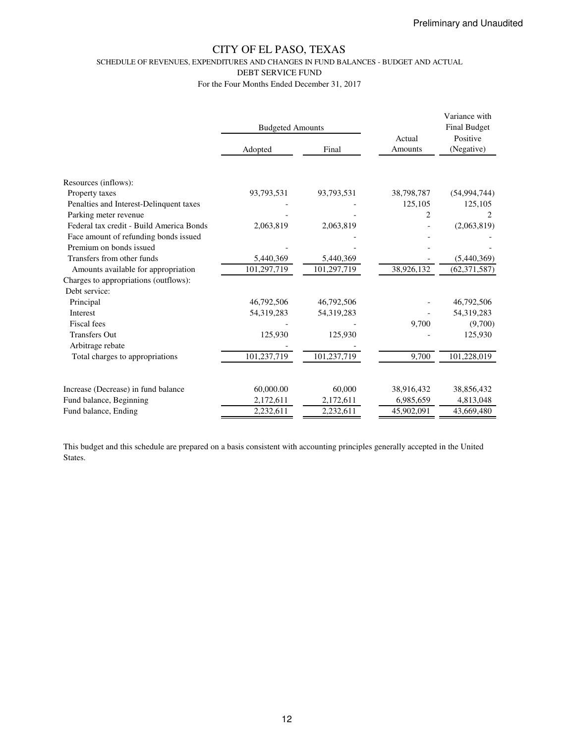Preliminary and Unaudited

# CITY OF EL PASO, TEXAS

## SCHEDULE OF REVENUES, EXPENDITURES AND CHANGES IN FUND BALANCES - BUDGET AND ACTUAL

### DEBT SERVICE FUND

For the Four Months Ended December 31, 2017

| | Budgeted Amounts | | | Variance with Final Budget |
|---|---|---|---|---|
| | Adopted | Final | Actual Amounts | Positive (Negative) |
| Resources (inflows): | | | | |
| Property taxes | 93,793,531 | 93,793,531 | 38,798,787 | (54,994,744) |
| Penalties and Interest-Delinquent taxes | - | - | 125,105 | 125,105 |
| Parking meter revenue | - | - | 2 | 2 |
| Federal tax credit - Build America Bonds | 2,063,819 | 2,063,819 | - | (2,063,819) |
| Face amount of refunding bonds issued | | - | - | - |
| Premium on bonds issued | - | - | - | - |
| Transfers from other funds | 5,440,369 | 5,440,369 | - | (5,440,369) |
| Amounts available for appropriation | 101,297,719 | 101,297,719 | 38,926,132 | (62,371,587) |
| Charges to appropriations (outflows): | | | | |
| Debt service: | | | | |
| Principal | 46,792,506 | 46,792,506 | - | 46,792,506 |
| Interest | 54,319,283 | 54,319,283 | - | 54,319,283 |
| Fiscal fees | - | - | 9,700 | (9,700) |
| Transfers Out | 125,930 | 125,930 | - | 125,930 |
| Arbitrage rebate | - | - | | |
| Total charges to appropriations | 101,237,719 | 101,237,719 | 9,700 | 101,228,019 |
| Increase (Decrease) in fund balance | 60,000.00 | 60,000 | 38,916,432 | 38,856,432 |
| Fund balance, Beginning | 2,172,611 | 2,172,611 | 6,985,659 | 4,813,048 |
| Fund balance, Ending | 2,232,611 | 2,232,611 | 45,902,091 | 43,669,480 |

This budget and this schedule are prepared on a basis consistent with accounting principles generally accepted in the United States.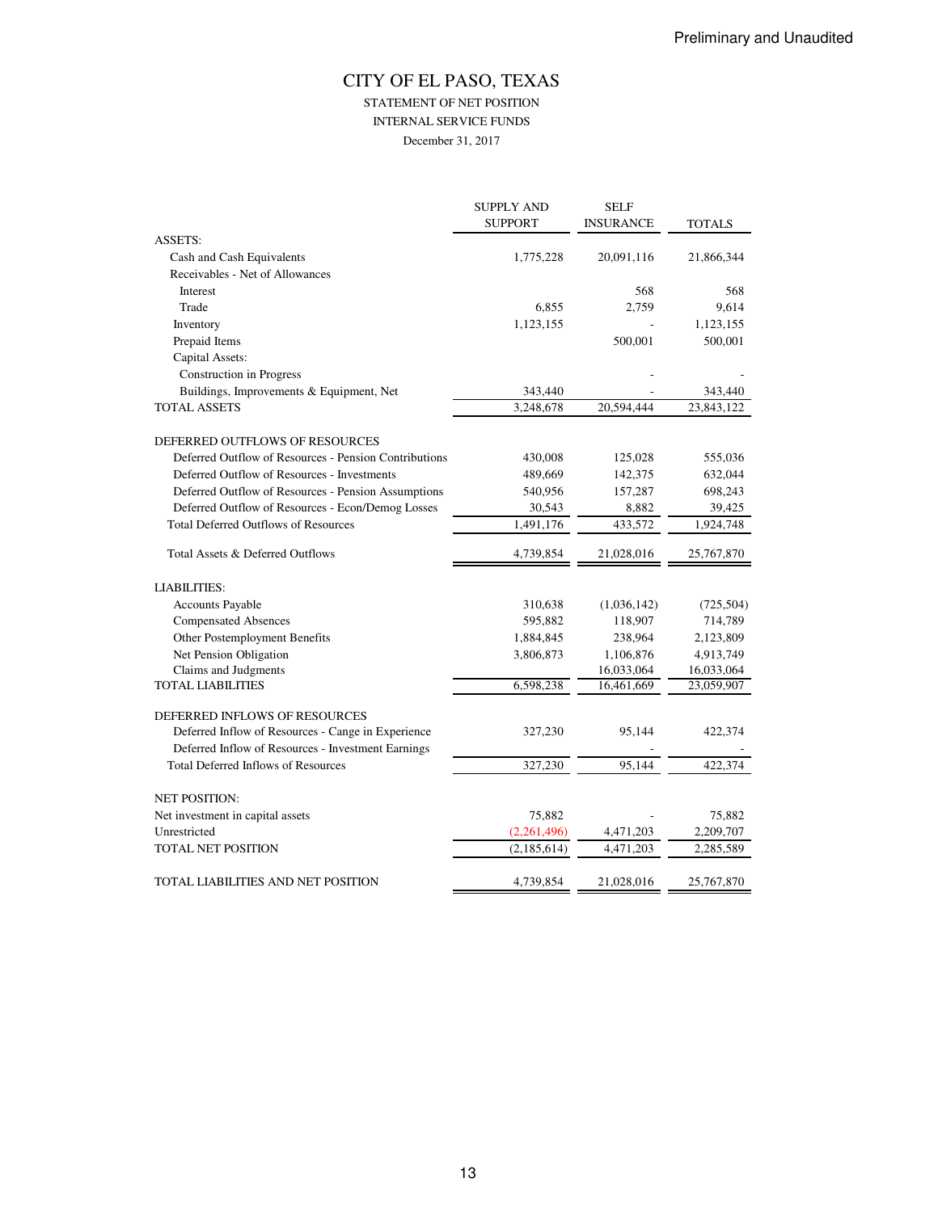Preliminary and Unaudited

# CITY OF EL PASO, TEXAS

STATEMENT OF NET POSITION

INTERNAL SERVICE FUNDS

December 31, 2017

| | SUPPLY AND SUPPORT | SELF INSURANCE | TOTALS |
|---|---|---|---|
| ASSETS: | | | |
| Cash and Cash Equivalents | 1,775,228 | 20,091,116 | 21,866,344 |
| Receivables - Net of Allowances | | | |
| Interest | | 568 | 568 |
| Trade | 6,855 | 2,759 | 9,614 |
| Inventory | 1,123,155 | - | 1,123,155 |
| Prepaid Items | | 500,001 | 500,001 |
| Capital Assets: | | | |
| Construction in Progress | | - | - |
| Buildings, Improvements & Equipment, Net | 343,440 | - | 343,440 |
| TOTAL ASSETS | 3,248,678 | 20,594,444 | 23,843,122 |
| | | | |
| DEFERRED OUTFLOWS OF RESOURCES | | | |
| Deferred Outflow of Resources - Pension Contributions | 430,008 | 125,028 | 555,036 |
| Deferred Outflow of Resources - Investments | 489,669 | 142,375 | 632,044 |
| Deferred Outflow of Resources - Pension Assumptions | 540,956 | 157,287 | 698,243 |
| Deferred Outflow of Resources - Econ/Demog Losses | 30,543 | 8,882 | 39,425 |
| Total Deferred Outflows of Resources | 1,491,176 | 433,572 | 1,924,748 |
| | | | |
| Total Assets & Deferred Outflows | 4,739,854 | 21,028,016 | 25,767,870 |
| | | | |
| LIABILITIES: | | | |
| Accounts Payable | 310,638 | (1,036,142) | (725,504) |
| Compensated Absences | 595,882 | 118,907 | 714,789 |
| Other Postemployment Benefits | 1,884,845 | 238,964 | 2,123,809 |
| Net Pension Obligation | 3,806,873 | 1,106,876 | 4,913,749 |
| Claims and Judgments | | 16,033,064 | 16,033,064 |
| TOTAL LIABILITIES | 6,598,238 | 16,461,669 | 23,059,907 |
| | | | |
| DEFERRED INFLOWS OF RESOURCES | | | |
| Deferred Inflow of Resources - Cange in Experience | 327,230 | 95,144 | 422,374 |
| Deferred Inflow of Resources - Investment Earnings | | - | - |
| Total Deferred Inflows of Resources | 327,230 | 95,144 | 422,374 |
| | | | |
| NET POSITION: | | | |
| Net investment in capital assets | 75,882 | - | 75,882 |
| Unrestricted | (2,261,496) | 4,471,203 | 2,209,707 |
| TOTAL NET POSITION | (2,185,614) | 4,471,203 | 2,285,589 |
| | | | |
| TOTAL LIABILITIES AND NET POSITION | 4,739,854 | 21,028,016 | 25,767,870 |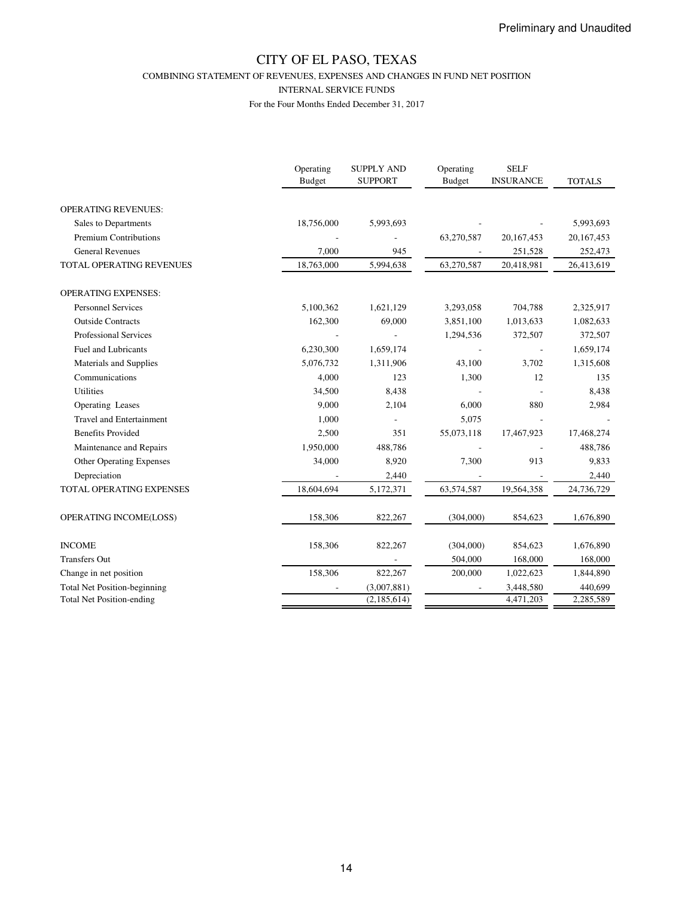Preliminary and Unaudited

# CITY OF EL PASO, TEXAS

## COMBINING STATEMENT OF REVENUES, EXPENSES AND CHANGES IN FUND NET POSITION

### INTERNAL SERVICE FUNDS

For the Four Months Ended December 31, 2017

| | Operating Budget | SUPPLY AND SUPPORT | Operating Budget | SELF INSURANCE | TOTALS |
|---|---|---|---|---|---|
| OPERATING REVENUES: | | | | | |
| Sales to Departments | 18,756,000 | 5,993,693 | - | - | 5,993,693 |
| Premium Contributions | - | - | 63,270,587 | 20,167,453 | 20,167,453 |
| General Revenues | 7,000 | 945 | - | 251,528 | 252,473 |
| TOTAL OPERATING REVENUES | 18,763,000 | 5,994,638 | 63,270,587 | 20,418,981 | 26,413,619 |
| OPERATING EXPENSES: | | | | | |
| Personnel Services | 5,100,362 | 1,621,129 | 3,293,058 | 704,788 | 2,325,917 |
| Outside Contracts | 162,300 | 69,000 | 3,851,100 | 1,013,633 | 1,082,633 |
| Professional Services | - | - | 1,294,536 | 372,507 | 372,507 |
| Fuel and Lubricants | 6,230,300 | 1,659,174 | - | - | 1,659,174 |
| Materials and Supplies | 5,076,732 | 1,311,906 | 43,100 | 3,702 | 1,315,608 |
| Communications | 4,000 | 123 | 1,300 | 12 | 135 |
| Utilities | 34,500 | 8,438 | - | - | 8,438 |
| Operating Leases | 9,000 | 2,104 | 6,000 | 880 | 2,984 |
| Travel and Entertainment | 1,000 | - | 5,075 | | - |
| Benefits Provided | 2,500 | 351 | 55,073,118 | 17,467,923 | 17,468,274 |
| Maintenance and Repairs | 1,950,000 | 488,786 | - | - | 488,786 |
| Other Operating Expenses | 34,000 | 8,920 | 7,300 | 913 | 9,833 |
| Depreciation | - | 2,440 | - | - | 2,440 |
| TOTAL OPERATING EXPENSES | 18,604,694 | 5,172,371 | 63,574,587 | 19,564,358 | 24,736,729 |
| OPERATING INCOME(LOSS) | 158,306 | 822,267 | (304,000) | 854,623 | 1,676,890 |
| INCOME | 158,306 | 822,267 | (304,000) | 854,623 | 1,676,890 |
| Transfers Out | | - | 504,000 | 168,000 | 168,000 |
| Change in net position | 158,306 | 822,267 | 200,000 | 1,022,623 | 1,844,890 |
| Total Net Position-beginning | - | (3,007,881) | - | 3,448,580 | 440,699 |
| Total Net Position-ending | | (2,185,614) | | 4,471,203 | 2,285,589 |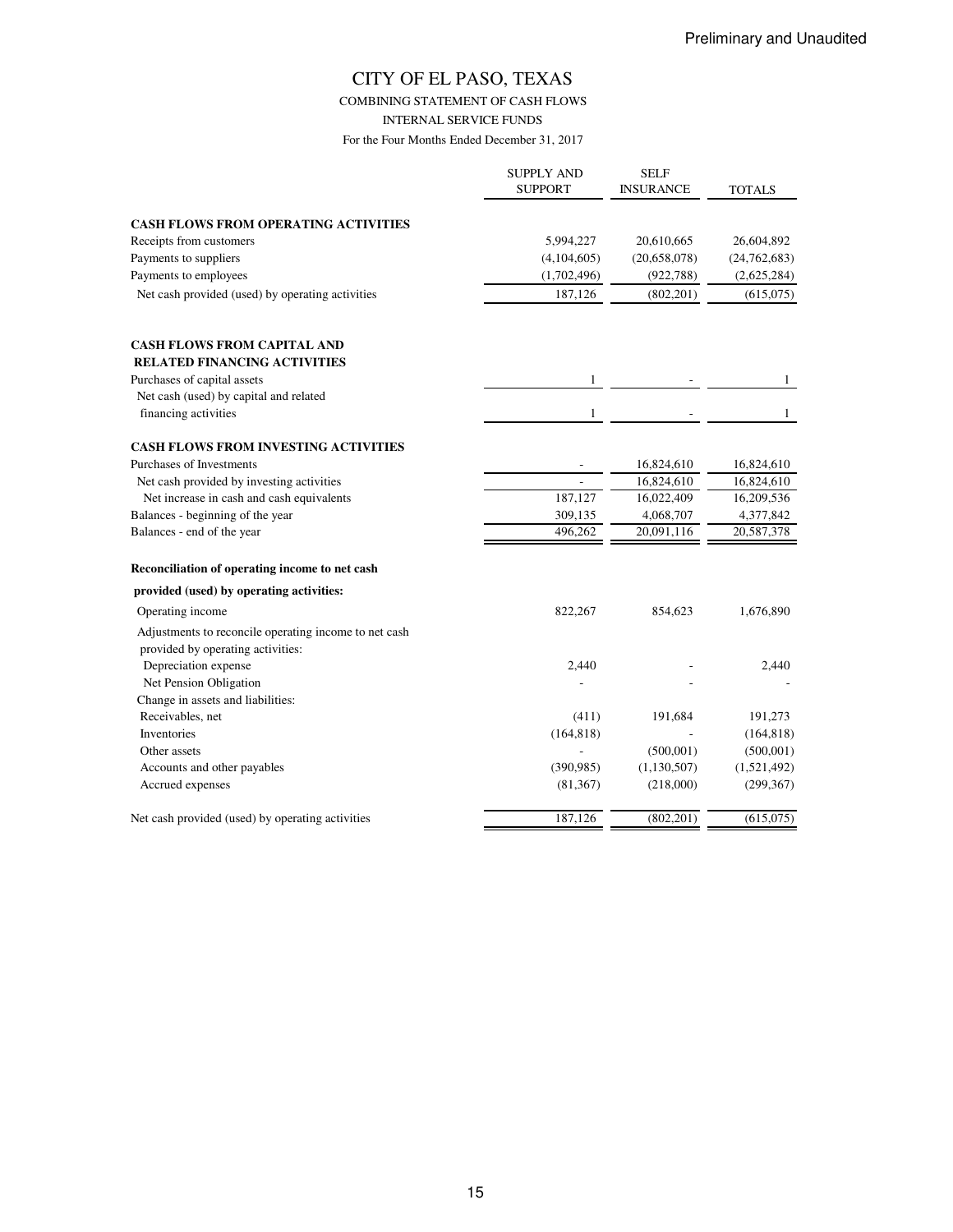Preliminary and Unaudited

# CITY OF EL PASO, TEXAS

## COMBINING STATEMENT OF CASH FLOWS

### INTERNAL SERVICE FUNDS

For the Four Months Ended December 31, 2017

| | SUPPLY AND SUPPORT | SELF INSURANCE | TOTALS |
|---|---|---|---|
| **CASH FLOWS FROM OPERATING ACTIVITIES** | | | |
| Receipts from customers | 5,994,227 | 20,610,665 | 26,604,892 |
| Payments to suppliers | (4,104,605) | (20,658,078) | (24,762,683) |
| Payments to employees | (1,702,496) | (922,788) | (2,625,284) |
| Net cash provided (used) by operating activities | 187,126 | (802,201) | (615,075) |
| **CASH FLOWS FROM CAPITAL AND RELATED FINANCING ACTIVITIES** | | | |
| Purchases of capital assets | 1 | - | 1 |
| Net cash (used) by capital and related financing activities | 1 | - | 1 |
| **CASH FLOWS FROM INVESTING ACTIVITIES** | | | |
| Purchases of Investments | - | 16,824,610 | 16,824,610 |
| Net cash provided by investing activities | - | 16,824,610 | 16,824,610 |
| Net increase in cash and cash equivalents | 187,127 | 16,022,409 | 16,209,536 |
| Balances - beginning of the year | 309,135 | 4,068,707 | 4,377,842 |
| Balances - end of the year | 496,262 | 20,091,116 | 20,587,378 |
| **Reconciliation of operating income to net cash provided (used) by operating activities:** | | | |
| Operating income | 822,267 | 854,623 | 1,676,890 |
| Adjustments to reconcile operating income to net cash provided by operating activities: | | | |
| Depreciation expense | 2,440 | - | 2,440 |
| Net Pension Obligation | - | - | - |
| Change in assets and liabilities: | | | |
| Receivables, net | (411) | 191,684 | 191,273 |
| Inventories | (164,818) | - | (164,818) |
| Other assets | - | (500,001) | (500,001) |
| Accounts and other payables | (390,985) | (1,130,507) | (1,521,492) |
| Accrued expenses | (81,367) | (218,000) | (299,367) |
| Net cash provided (used) by operating activities | 187,126 | (802,201) | (615,075) |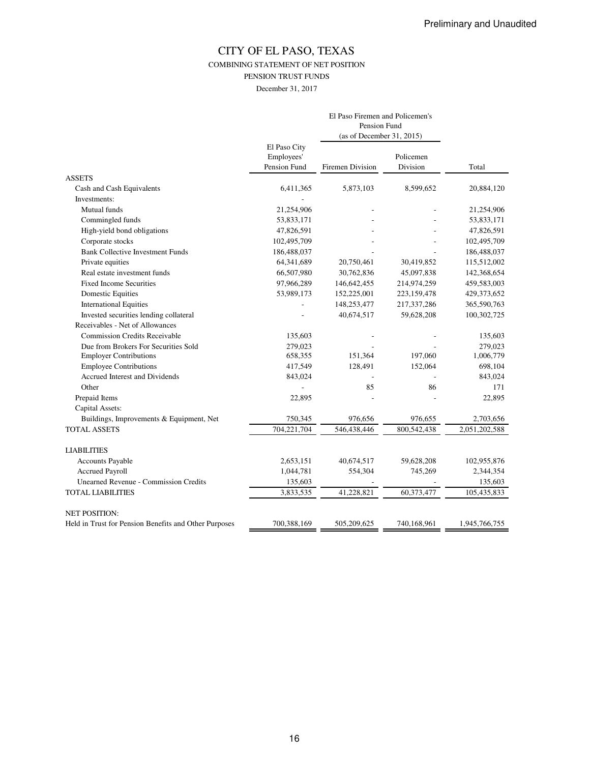Preliminary and Unaudited

# CITY OF EL PASO, TEXAS

COMBINING STATEMENT OF NET POSITION

PENSION TRUST FUNDS

December 31, 2017

| | El Paso City Employees' Pension Fund | El Paso Firemen and Policemen's Pension Fund (as of December 31, 2015) | | Total |
|---|---|---|---|---|
| | | Firemen Division | Policemen Division | |
| ASSETS | | | | |
| Cash and Cash Equivalents | 6,411,365 | 5,873,103 | 8,599,652 | 20,884,120 |
| Investments: | - | | | |
| Mutual funds | 21,254,906 | - | - | 21,254,906 |
| Commingled funds | 53,833,171 | - | - | 53,833,171 |
| High-yield bond obligations | 47,826,591 | - | - | 47,826,591 |
| Corporate stocks | 102,495,709 | - | - | 102,495,709 |
| Bank Collective Investment Funds | 186,488,037 | - | - | 186,488,037 |
| Private equities | 64,341,689 | 20,750,461 | 30,419,852 | 115,512,002 |
| Real estate investment funds | 66,507,980 | 30,762,836 | 45,097,838 | 142,368,654 |
| Fixed Income Securities | 97,966,289 | 146,642,455 | 214,974,259 | 459,583,003 |
| Domestic Equities | 53,989,173 | 152,225,001 | 223,159,478 | 429,373,652 |
| International Equities | - | 148,253,477 | 217,337,286 | 365,590,763 |
| Invested securities lending collateral | - | 40,674,517 | 59,628,208 | 100,302,725 |
| Receivables - Net of Allowances | | | | |
| Commission Credits Receivable | 135,603 | - | - | 135,603 |
| Due from Brokers For Securities Sold | 279,023 | - | - | 279,023 |
| Employer Contributions | 658,355 | 151,364 | 197,060 | 1,006,779 |
| Employee Contributions | 417,549 | 128,491 | 152,064 | 698,104 |
| Accrued Interest and Dividends | 843,024 | - | - | 843,024 |
| Other | - | 85 | 86 | 171 |
| Prepaid Items | 22,895 | - | - | 22,895 |
| Capital Assets: | | | | |
| Buildings, Improvements & Equipment, Net | 750,345 | 976,656 | 976,655 | 2,703,656 |
| TOTAL ASSETS | 704,221,704 | 546,438,446 | 800,542,438 | 2,051,202,588 |
| LIABILITIES | | | | |
| Accounts Payable | 2,653,151 | 40,674,517 | 59,628,208 | 102,955,876 |
| Accrued Payroll | 1,044,781 | 554,304 | 745,269 | 2,344,354 |
| Unearned Revenue - Commission Credits | 135,603 | - | - | 135,603 |
| TOTAL LIABILITIES | 3,833,535 | 41,228,821 | 60,373,477 | 105,435,833 |
| NET POSITION: | | | | |
| Held in Trust for Pension Benefits and Other Purposes | 700,388,169 | 505,209,625 | 740,168,961 | 1,945,766,755 |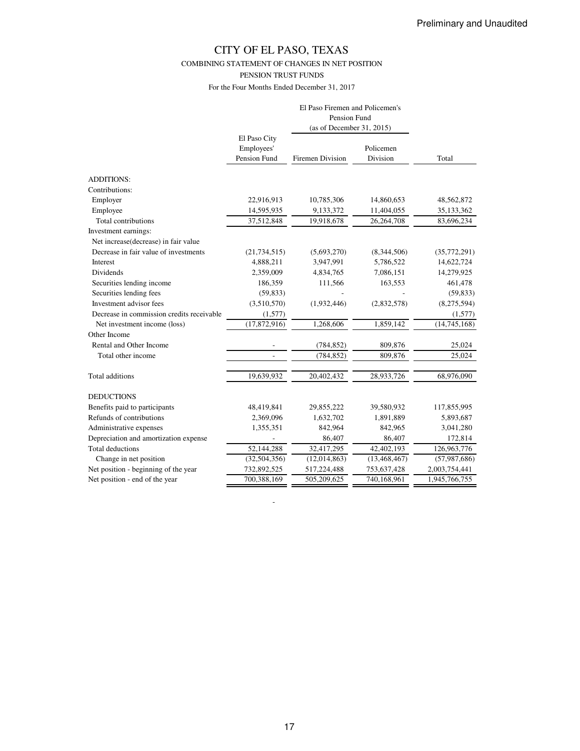Preliminary and Unaudited

# CITY OF EL PASO, TEXAS

## COMBINING STATEMENT OF CHANGES IN NET POSITION

### PENSION TRUST FUNDS

For the Four Months Ended December 31, 2017

| | | El Paso Firemen and Policemen's Pension Fund (as of December 31, 2015) | | |
|---|---|---|---|---|
| | El Paso City Employees' Pension Fund | Firemen Division | Policemen Division | Total |
| ADDITIONS: | | | | |
| Contributions: | | | | |
| Employer | 22,916,913 | 10,785,306 | 14,860,653 | 48,562,872 |
| Employee | 14,595,935 | 9,133,372 | 11,404,055 | 35,133,362 |
| Total contributions | 37,512,848 | 19,918,678 | 26,264,708 | 83,696,234 |
| Investment earnings: | | | | |
| Net increase(decrease) in fair value | | | | |
| Decrease in fair value of investments | (21,734,515) | (5,693,270) | (8,344,506) | (35,772,291) |
| Interest | 4,888,211 | 3,947,991 | 5,786,522 | 14,622,724 |
| Dividends | 2,359,009 | 4,834,765 | 7,086,151 | 14,279,925 |
| Securities lending income | 186,359 | 111,566 | 163,553 | 461,478 |
| Securities lending fees | (59,833) | - | - | (59,833) |
| Investment advisor fees | (3,510,570) | (1,932,446) | (2,832,578) | (8,275,594) |
| Decrease in commission credits receivable | (1,577) | | | (1,577) |
| Net investment income (loss) | (17,872,916) | 1,268,606 | 1,859,142 | (14,745,168) |
| Other Income | | | | |
| Rental and Other Income | - | (784,852) | 809,876 | 25,024 |
| Total other income | - | (784,852) | 809,876 | 25,024 |
| Total additions | 19,639,932 | 20,402,432 | 28,933,726 | 68,976,090 |
| DEDUCTIONS | | | | |
| Benefits paid to participants | 48,419,841 | 29,855,222 | 39,580,932 | 117,855,995 |
| Refunds of contributions | 2,369,096 | 1,632,702 | 1,891,889 | 5,893,687 |
| Administrative expenses | 1,355,351 | 842,964 | 842,965 | 3,041,280 |
| Depreciation and amortization expense | - | 86,407 | 86,407 | 172,814 |
| Total deductions | 52,144,288 | 32,417,295 | 42,402,193 | 126,963,776 |
| Change in net position | (32,504,356) | (12,014,863) | (13,468,467) | (57,987,686) |
| Net position - beginning of the year | 732,892,525 | 517,224,488 | 753,637,428 | 2,003,754,441 |
| Net position - end of the year | 700,388,169 | 505,209,625 | 740,168,961 | 1,945,766,755 |

-